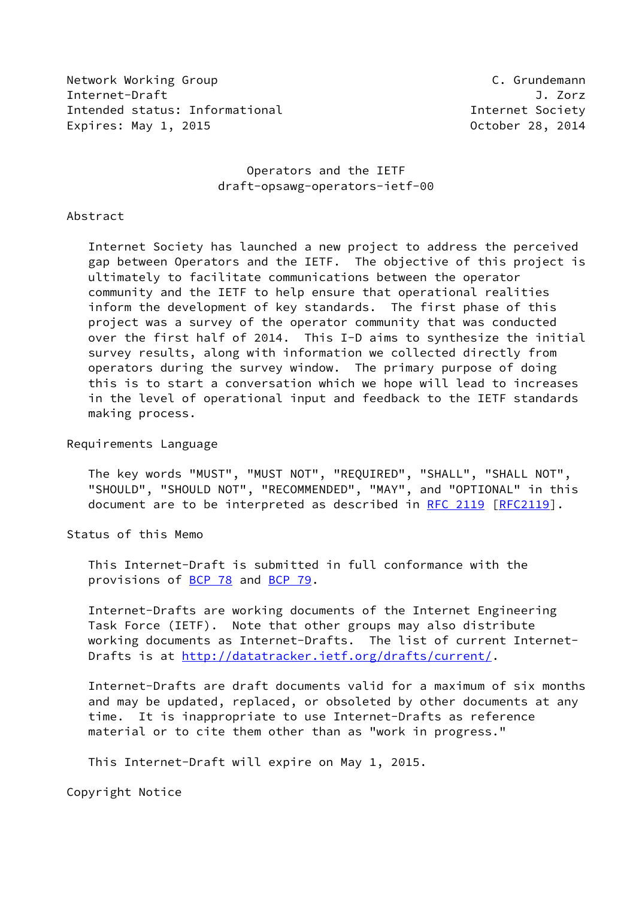Network Working Group C. Grundemann
Internet-Draft J. Zorz
Intended status: Informational Internet Society
Expires: May 1, 2015 October 28, 2014

# Operators and the IETF
draft-opsawg-operators-ietf-00

## Abstract

Internet Society has launched a new project to address the perceived gap between Operators and the IETF. The objective of this project is ultimately to facilitate communications between the operator community and the IETF to help ensure that operational realities inform the development of key standards. The first phase of this project was a survey of the operator community that was conducted over the first half of 2014. This I-D aims to synthesize the initial survey results, along with information we collected directly from operators during the survey window. The primary purpose of doing this is to start a conversation which we hope will lead to increases in the level of operational input and feedback to the IETF standards making process.

## Requirements Language

The key words "MUST", "MUST NOT", "REQUIRED", "SHALL", "SHALL NOT", "SHOULD", "SHOULD NOT", "RECOMMENDED", "MAY", and "OPTIONAL" in this document are to be interpreted as described in RFC 2119 [RFC2119].

## Status of this Memo

This Internet-Draft is submitted in full conformance with the provisions of BCP 78 and BCP 79.

Internet-Drafts are working documents of the Internet Engineering Task Force (IETF). Note that other groups may also distribute working documents as Internet-Drafts. The list of current Internet-Drafts is at http://datatracker.ietf.org/drafts/current/.

Internet-Drafts are draft documents valid for a maximum of six months and may be updated, replaced, or obsoleted by other documents at any time. It is inappropriate to use Internet-Drafts as reference material or to cite them other than as "work in progress."

This Internet-Draft will expire on May 1, 2015.

## Copyright Notice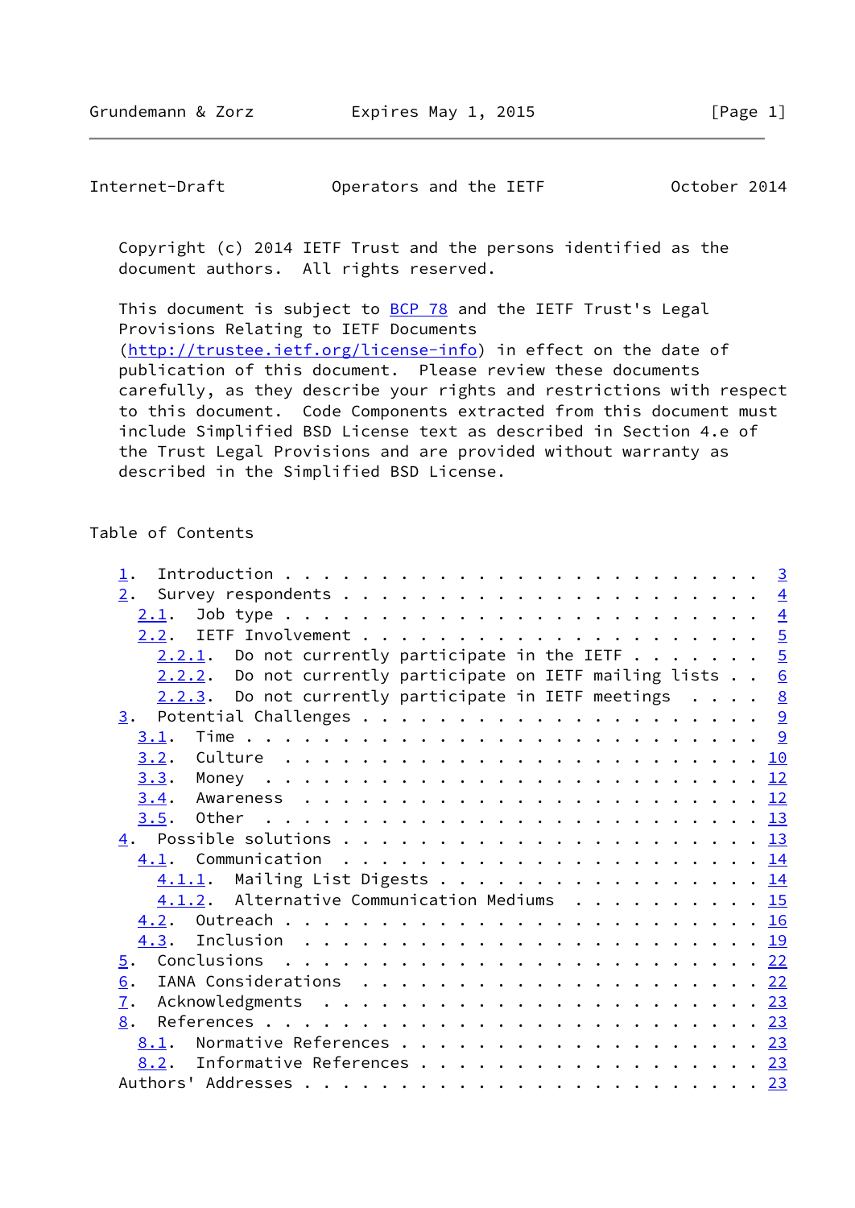Copyright (c) 2014 IETF Trust and the persons identified as the document authors. All rights reserved.

This document is subject to BCP 78 and the IETF Trust's Legal Provisions Relating to IETF Documents (http://trustee.ietf.org/license-info) in effect on the date of publication of this document. Please review these documents carefully, as they describe your rights and restrictions with respect to this document. Code Components extracted from this document must include Simplified BSD License text as described in Section 4.e of the Trust Legal Provisions and are provided without warranty as described in the Simplified BSD License.

## Table of Contents

- 1. Introduction . . . . . . . . . . . . . . . . . . . . . . . . 3
- 2. Survey respondents . . . . . . . . . . . . . . . . . . . . . 4
  - 2.1. Job type . . . . . . . . . . . . . . . . . . . . . . . . 4
  - 2.2. IETF Involvement . . . . . . . . . . . . . . . . . . . . 5
    - 2.2.1. Do not currently participate in the IETF . . . . . . . 5
    - 2.2.2. Do not currently participate on IETF mailing lists . . 6
    - 2.2.3. Do not currently participate in IETF meetings . . . . 8
- 3. Potential Challenges . . . . . . . . . . . . . . . . . . . . 9
  - 3.1. Time . . . . . . . . . . . . . . . . . . . . . . . . . . 9
  - 3.2. Culture . . . . . . . . . . . . . . . . . . . . . . . . . 10
  - 3.3. Money . . . . . . . . . . . . . . . . . . . . . . . . . . 12
  - 3.4. Awareness . . . . . . . . . . . . . . . . . . . . . . . . 12
  - 3.5. Other . . . . . . . . . . . . . . . . . . . . . . . . . . 13
- 4. Possible solutions . . . . . . . . . . . . . . . . . . . . . 13
  - 4.1. Communication . . . . . . . . . . . . . . . . . . . . . . 14
    - 4.1.1. Mailing List Digests . . . . . . . . . . . . . . . . 14
    - 4.1.2. Alternative Communication Mediums . . . . . . . . . . 15
  - 4.2. Outreach . . . . . . . . . . . . . . . . . . . . . . . . 16
  - 4.3. Inclusion . . . . . . . . . . . . . . . . . . . . . . . . 19
- 5. Conclusions . . . . . . . . . . . . . . . . . . . . . . . . . 22
- 6. IANA Considerations . . . . . . . . . . . . . . . . . . . . . 22
- 7. Acknowledgments . . . . . . . . . . . . . . . . . . . . . . . 23
- 8. References . . . . . . . . . . . . . . . . . . . . . . . . . 23
  - 8.1. Normative References . . . . . . . . . . . . . . . . . . 23
  - 8.2. Informative References . . . . . . . . . . . . . . . . . 23
- Authors' Addresses . . . . . . . . . . . . . . . . . . . . . . . 23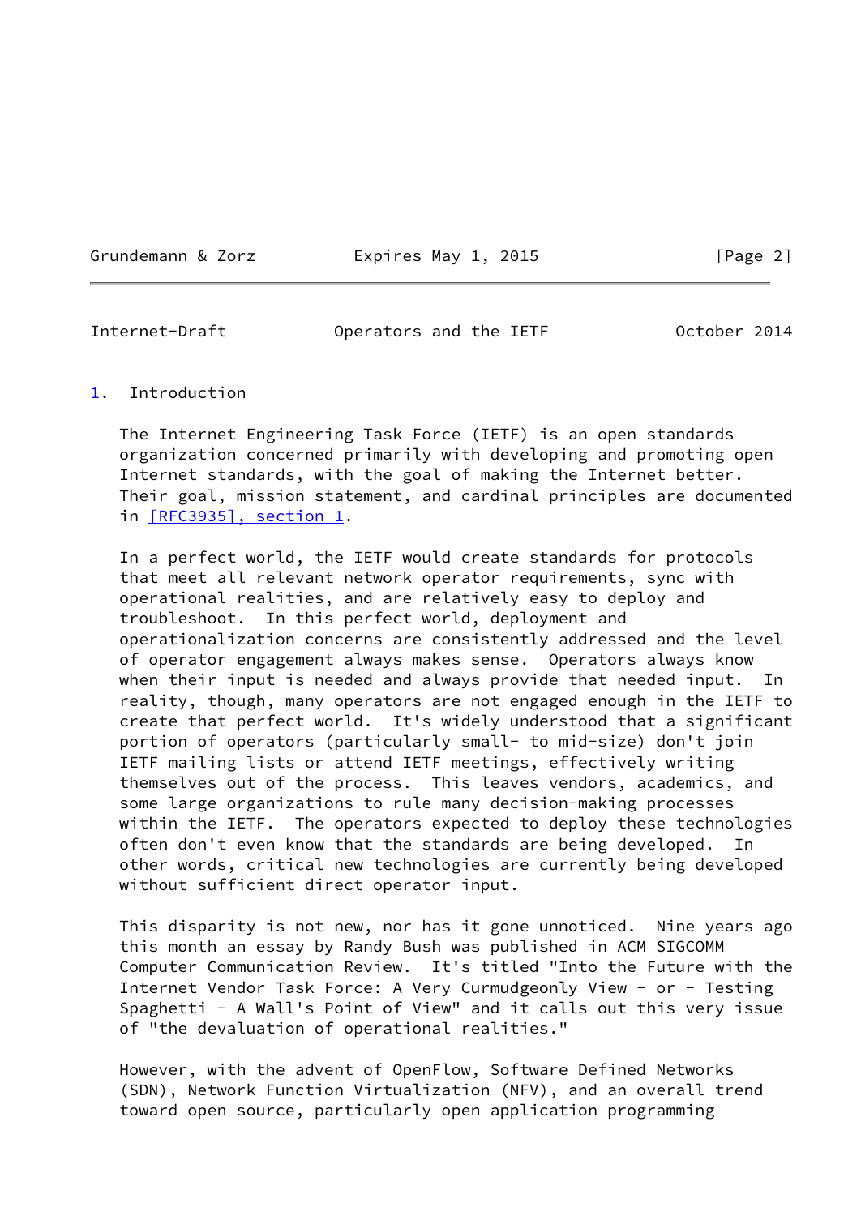## 1. Introduction

The Internet Engineering Task Force (IETF) is an open standards organization concerned primarily with developing and promoting open Internet standards, with the goal of making the Internet better. Their goal, mission statement, and cardinal principles are documented in [RFC3935], section 1.

In a perfect world, the IETF would create standards for protocols that meet all relevant network operator requirements, sync with operational realities, and are relatively easy to deploy and troubleshoot. In this perfect world, deployment and operationalization concerns are consistently addressed and the level of operator engagement always makes sense. Operators always know when their input is needed and always provide that needed input. In reality, though, many operators are not engaged enough in the IETF to create that perfect world. It's widely understood that a significant portion of operators (particularly small- to mid-size) don't join IETF mailing lists or attend IETF meetings, effectively writing themselves out of the process. This leaves vendors, academics, and some large organizations to rule many decision-making processes within the IETF. The operators expected to deploy these technologies often don't even know that the standards are being developed. In other words, critical new technologies are currently being developed without sufficient direct operator input.

This disparity is not new, nor has it gone unnoticed. Nine years ago this month an essay by Randy Bush was published in ACM SIGCOMM Computer Communication Review. It's titled "Into the Future with the Internet Vendor Task Force: A Very Curmudgeonly View - or - Testing Spaghetti - A Wall's Point of View" and it calls out this very issue of "the devaluation of operational realities."

However, with the advent of OpenFlow, Software Defined Networks (SDN), Network Function Virtualization (NFV), and an overall trend toward open source, particularly open application programming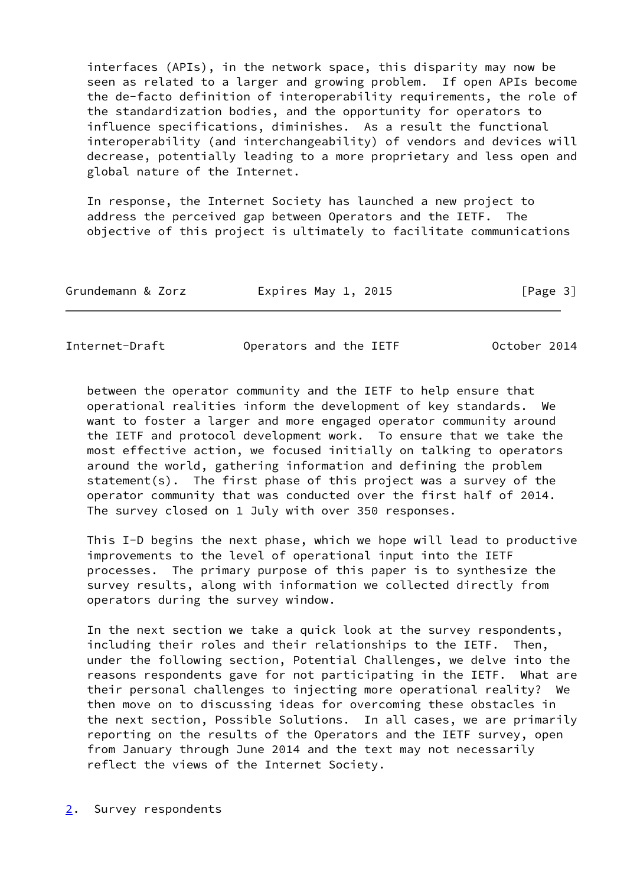interfaces (APIs), in the network space, this disparity may now be seen as related to a larger and growing problem. If open APIs become the de-facto definition of interoperability requirements, the role of the standardization bodies, and the opportunity for operators to influence specifications, diminishes. As a result the functional interoperability (and interchangeability) of vendors and devices will decrease, potentially leading to a more proprietary and less open and global nature of the Internet.

In response, the Internet Society has launched a new project to address the perceived gap between Operators and the IETF. The objective of this project is ultimately to facilitate communications between the operator community and the IETF to help ensure that operational realities inform the development of key standards. We want to foster a larger and more engaged operator community around the IETF and protocol development work. To ensure that we take the most effective action, we focused initially on talking to operators around the world, gathering information and defining the problem statement(s). The first phase of this project was a survey of the operator community that was conducted over the first half of 2014. The survey closed on 1 July with over 350 responses.

This I-D begins the next phase, which we hope will lead to productive improvements to the level of operational input into the IETF processes. The primary purpose of this paper is to synthesize the survey results, along with information we collected directly from operators during the survey window.

In the next section we take a quick look at the survey respondents, including their roles and their relationships to the IETF. Then, under the following section, Potential Challenges, we delve into the reasons respondents gave for not participating in the IETF. What are their personal challenges to injecting more operational reality? We then move on to discussing ideas for overcoming these obstacles in the next section, Possible Solutions. In all cases, we are primarily reporting on the results of the Operators and the IETF survey, open from January through June 2014 and the text may not necessarily reflect the views of the Internet Society.

## 2. Survey respondents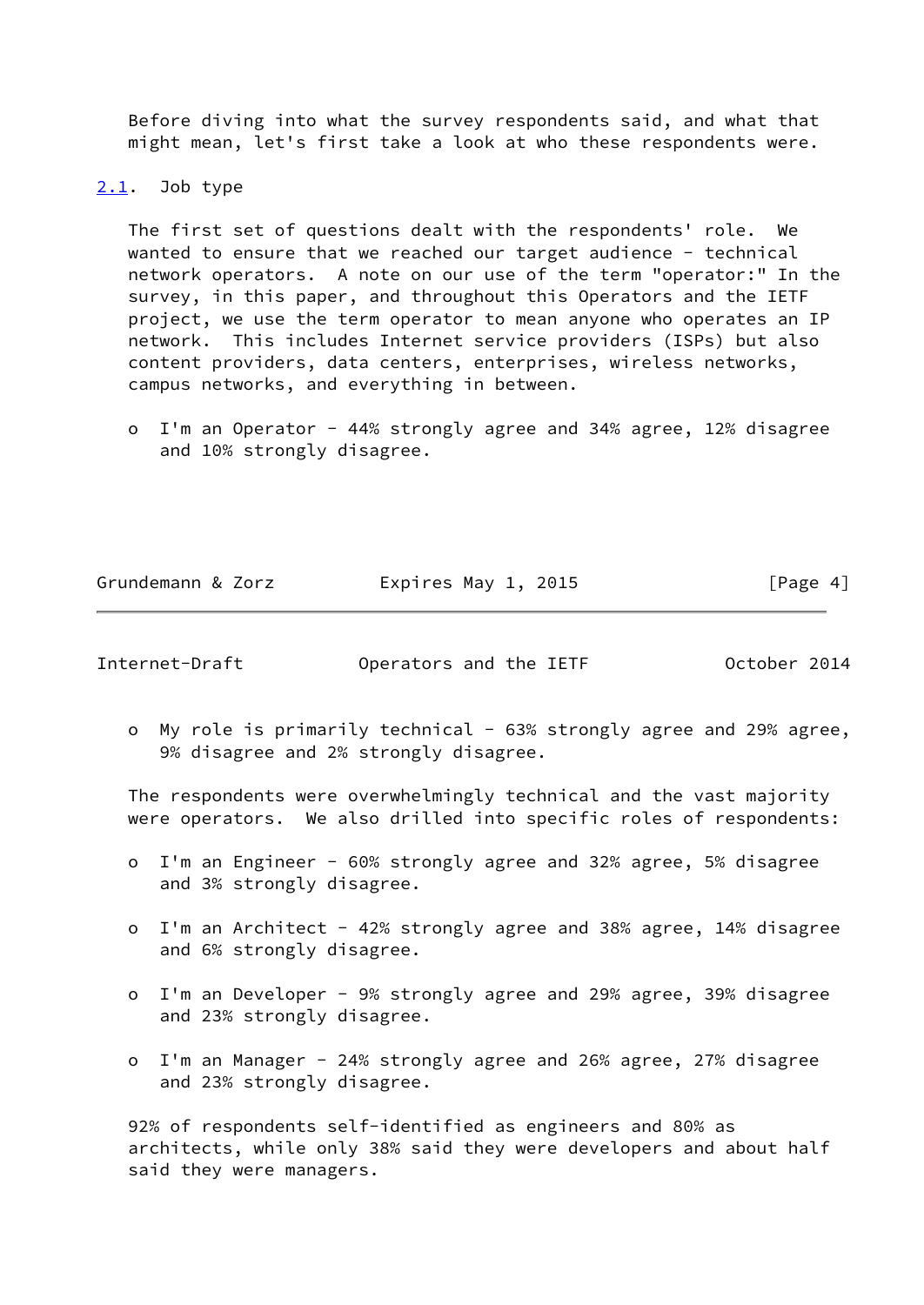Before diving into what the survey respondents said, and what that might mean, let's first take a look at who these respondents were.

### 2.1. Job type

The first set of questions dealt with the respondents' role. We wanted to ensure that we reached our target audience - technical network operators. A note on our use of the term "operator:" In the survey, in this paper, and throughout this Operators and the IETF project, we use the term operator to mean anyone who operates an IP network. This includes Internet service providers (ISPs) but also content providers, data centers, enterprises, wireless networks, campus networks, and everything in between.

- I'm an Operator - 44% strongly agree and 34% agree, 12% disagree and 10% strongly disagree.
- My role is primarily technical - 63% strongly agree and 29% agree, 9% disagree and 2% strongly disagree.

The respondents were overwhelmingly technical and the vast majority were operators. We also drilled into specific roles of respondents:

- I'm an Engineer - 60% strongly agree and 32% agree, 5% disagree and 3% strongly disagree.
- I'm an Architect - 42% strongly agree and 38% agree, 14% disagree and 6% strongly disagree.
- I'm an Developer - 9% strongly agree and 29% agree, 39% disagree and 23% strongly disagree.
- I'm an Manager - 24% strongly agree and 26% agree, 27% disagree and 23% strongly disagree.

92% of respondents self-identified as engineers and 80% as architects, while only 38% said they were developers and about half said they were managers.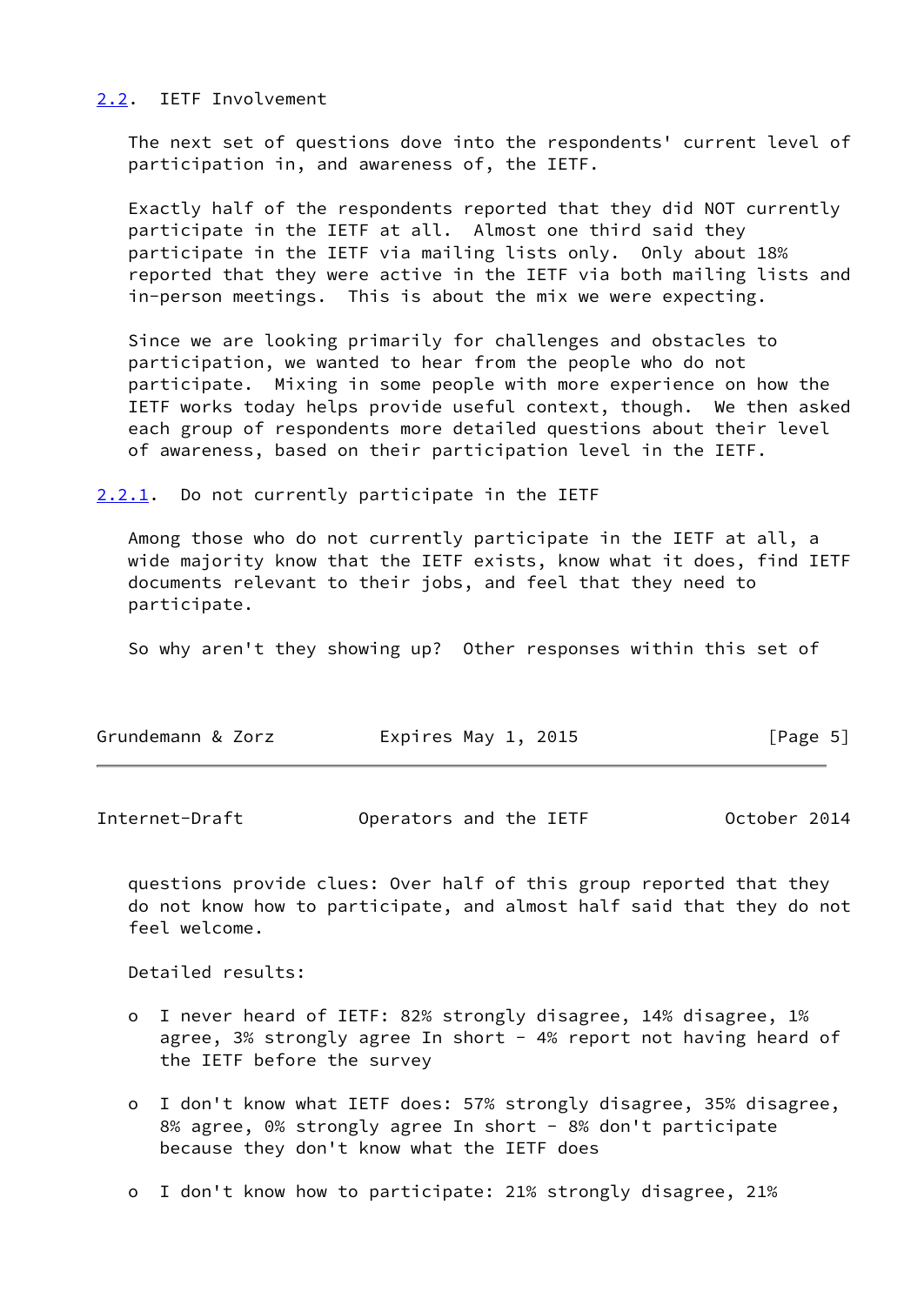## 2.2. IETF Involvement

The next set of questions dove into the respondents' current level of participation in, and awareness of, the IETF.

Exactly half of the respondents reported that they did NOT currently participate in the IETF at all. Almost one third said they participate in the IETF via mailing lists only. Only about 18% reported that they were active in the IETF via both mailing lists and in-person meetings. This is about the mix we were expecting.

Since we are looking primarily for challenges and obstacles to participation, we wanted to hear from the people who do not participate. Mixing in some people with more experience on how the IETF works today helps provide useful context, though. We then asked each group of respondents more detailed questions about their level of awareness, based on their participation level in the IETF.

### 2.2.1. Do not currently participate in the IETF

Among those who do not currently participate in the IETF at all, a wide majority know that the IETF exists, know what it does, find IETF documents relevant to their jobs, and feel that they need to participate.

So why aren't they showing up? Other responses within this set of questions provide clues: Over half of this group reported that they do not know how to participate, and almost half said that they do not feel welcome.

Detailed results:

- I never heard of IETF: 82% strongly disagree, 14% disagree, 1% agree, 3% strongly agree In short - 4% report not having heard of the IETF before the survey

- I don't know what IETF does: 57% strongly disagree, 35% disagree, 8% agree, 0% strongly agree In short - 8% don't participate because they don't know what the IETF does

- I don't know how to participate: 21% strongly disagree, 21%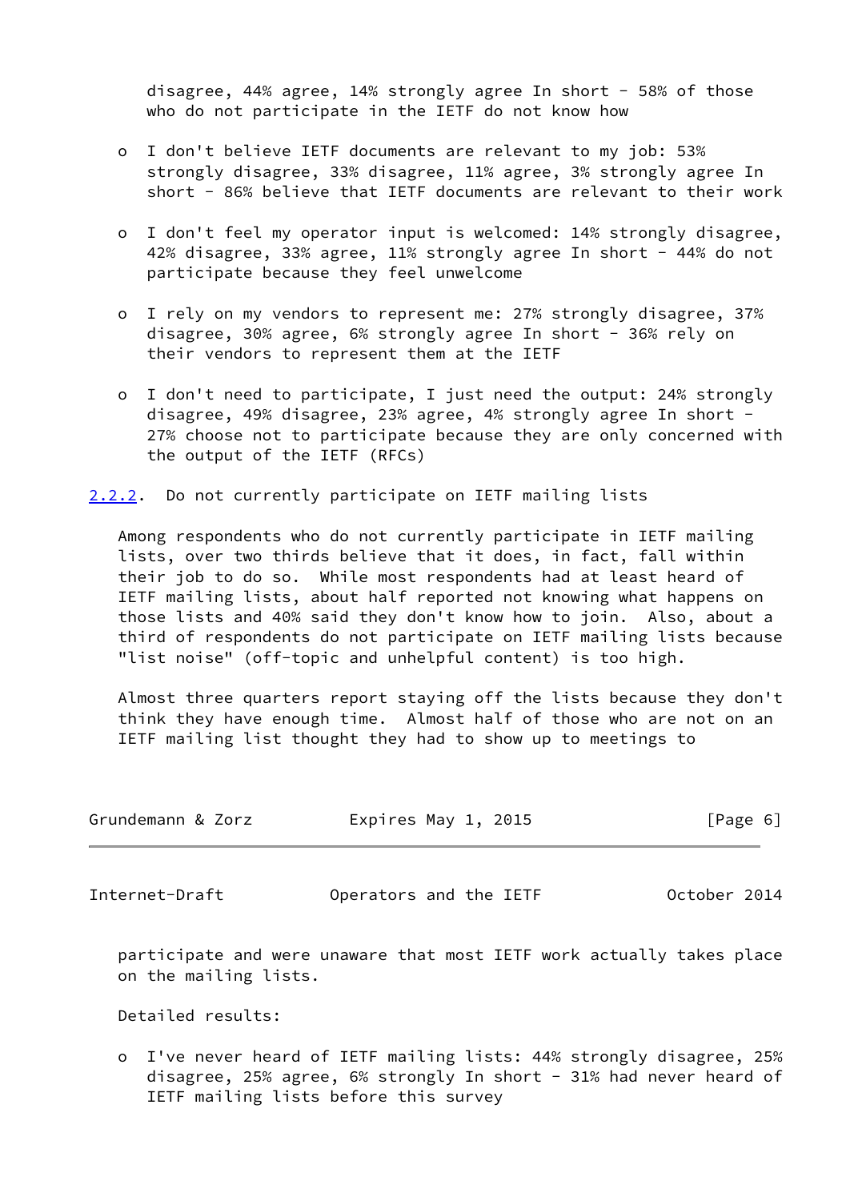disagree, 44% agree, 14% strongly agree In short - 58% of those who do not participate in the IETF do not know how

- I don't believe IETF documents are relevant to my job: 53% strongly disagree, 33% disagree, 11% agree, 3% strongly agree In short - 86% believe that IETF documents are relevant to their work

- I don't feel my operator input is welcomed: 14% strongly disagree, 42% disagree, 33% agree, 11% strongly agree In short - 44% do not participate because they feel unwelcome

- I rely on my vendors to represent me: 27% strongly disagree, 37% disagree, 30% agree, 6% strongly agree In short - 36% rely on their vendors to represent them at the IETF

- I don't need to participate, I just need the output: 24% strongly disagree, 49% disagree, 23% agree, 4% strongly agree In short - 27% choose not to participate because they are only concerned with the output of the IETF (RFCs)

### 2.2.2. Do not currently participate on IETF mailing lists

Among respondents who do not currently participate in IETF mailing lists, over two thirds believe that it does, in fact, fall within their job to do so. While most respondents had at least heard of IETF mailing lists, about half reported not knowing what happens on those lists and 40% said they don't know how to join. Also, about a third of respondents do not participate on IETF mailing lists because "list noise" (off-topic and unhelpful content) is too high.

Almost three quarters report staying off the lists because they don't think they have enough time. Almost half of those who are not on an IETF mailing list thought they had to show up to meetings to participate and were unaware that most IETF work actually takes place on the mailing lists.

Detailed results:

- I've never heard of IETF mailing lists: 44% strongly disagree, 25% disagree, 25% agree, 6% strongly In short - 31% had never heard of IETF mailing lists before this survey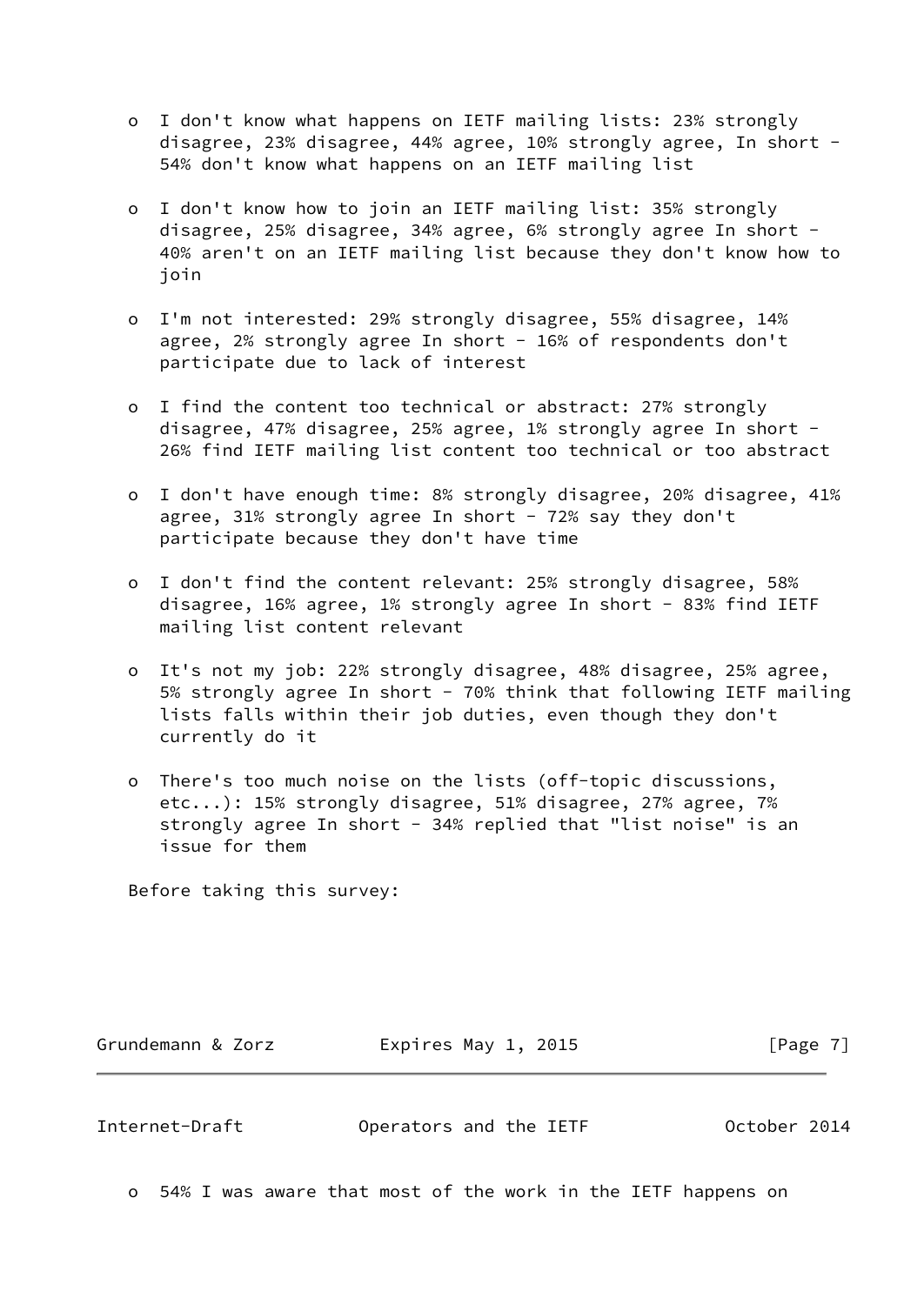- I don't know what happens on IETF mailing lists: 23% strongly disagree, 23% disagree, 44% agree, 10% strongly agree, In short - 54% don't know what happens on an IETF mailing list

- I don't know how to join an IETF mailing list: 35% strongly disagree, 25% disagree, 34% agree, 6% strongly agree In short - 40% aren't on an IETF mailing list because they don't know how to join

- I'm not interested: 29% strongly disagree, 55% disagree, 14% agree, 2% strongly agree In short - 16% of respondents don't participate due to lack of interest

- I find the content too technical or abstract: 27% strongly disagree, 47% disagree, 25% agree, 1% strongly agree In short - 26% find IETF mailing list content too technical or too abstract

- I don't have enough time: 8% strongly disagree, 20% disagree, 41% agree, 31% strongly agree In short - 72% say they don't participate because they don't have time

- I don't find the content relevant: 25% strongly disagree, 58% disagree, 16% agree, 1% strongly agree In short - 83% find IETF mailing list content relevant

- It's not my job: 22% strongly disagree, 48% disagree, 25% agree, 5% strongly agree In short - 70% think that following IETF mailing lists falls within their job duties, even though they don't currently do it

- There's too much noise on the lists (off-topic discussions, etc...): 15% strongly disagree, 51% disagree, 27% agree, 7% strongly agree In short - 34% replied that "list noise" is an issue for them

Before taking this survey:

- 54% I was aware that most of the work in the IETF happens on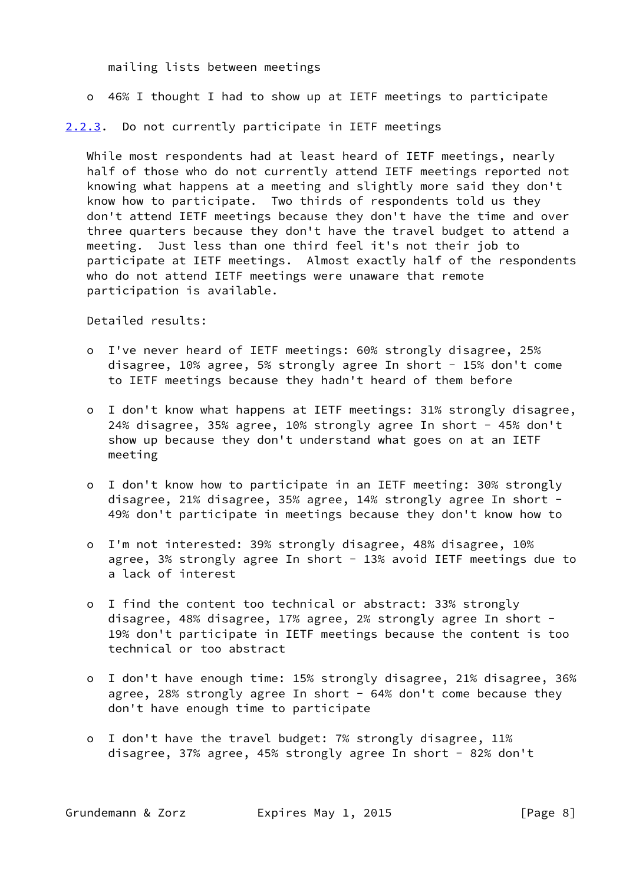mailing lists between meetings

- 46% I thought I had to show up at IETF meetings to participate

### 2.2.3. Do not currently participate in IETF meetings

While most respondents had at least heard of IETF meetings, nearly half of those who do not currently attend IETF meetings reported not knowing what happens at a meeting and slightly more said they don't know how to participate. Two thirds of respondents told us they don't attend IETF meetings because they don't have the time and over three quarters because they don't have the travel budget to attend a meeting. Just less than one third feel it's not their job to participate at IETF meetings. Almost exactly half of the respondents who do not attend IETF meetings were unaware that remote participation is available.

Detailed results:

- I've never heard of IETF meetings: 60% strongly disagree, 25% disagree, 10% agree, 5% strongly agree In short - 15% don't come to IETF meetings because they hadn't heard of them before

- I don't know what happens at IETF meetings: 31% strongly disagree, 24% disagree, 35% agree, 10% strongly agree In short - 45% don't show up because they don't understand what goes on at an IETF meeting

- I don't know how to participate in an IETF meeting: 30% strongly disagree, 21% disagree, 35% agree, 14% strongly agree In short - 49% don't participate in meetings because they don't know how to

- I'm not interested: 39% strongly disagree, 48% disagree, 10% agree, 3% strongly agree In short - 13% avoid IETF meetings due to a lack of interest

- I find the content too technical or abstract: 33% strongly disagree, 48% disagree, 17% agree, 2% strongly agree In short - 19% don't participate in IETF meetings because the content is too technical or too abstract

- I don't have enough time: 15% strongly disagree, 21% disagree, 36% agree, 28% strongly agree In short - 64% don't come because they don't have enough time to participate

- I don't have the travel budget: 7% strongly disagree, 11% disagree, 37% agree, 45% strongly agree In short - 82% don't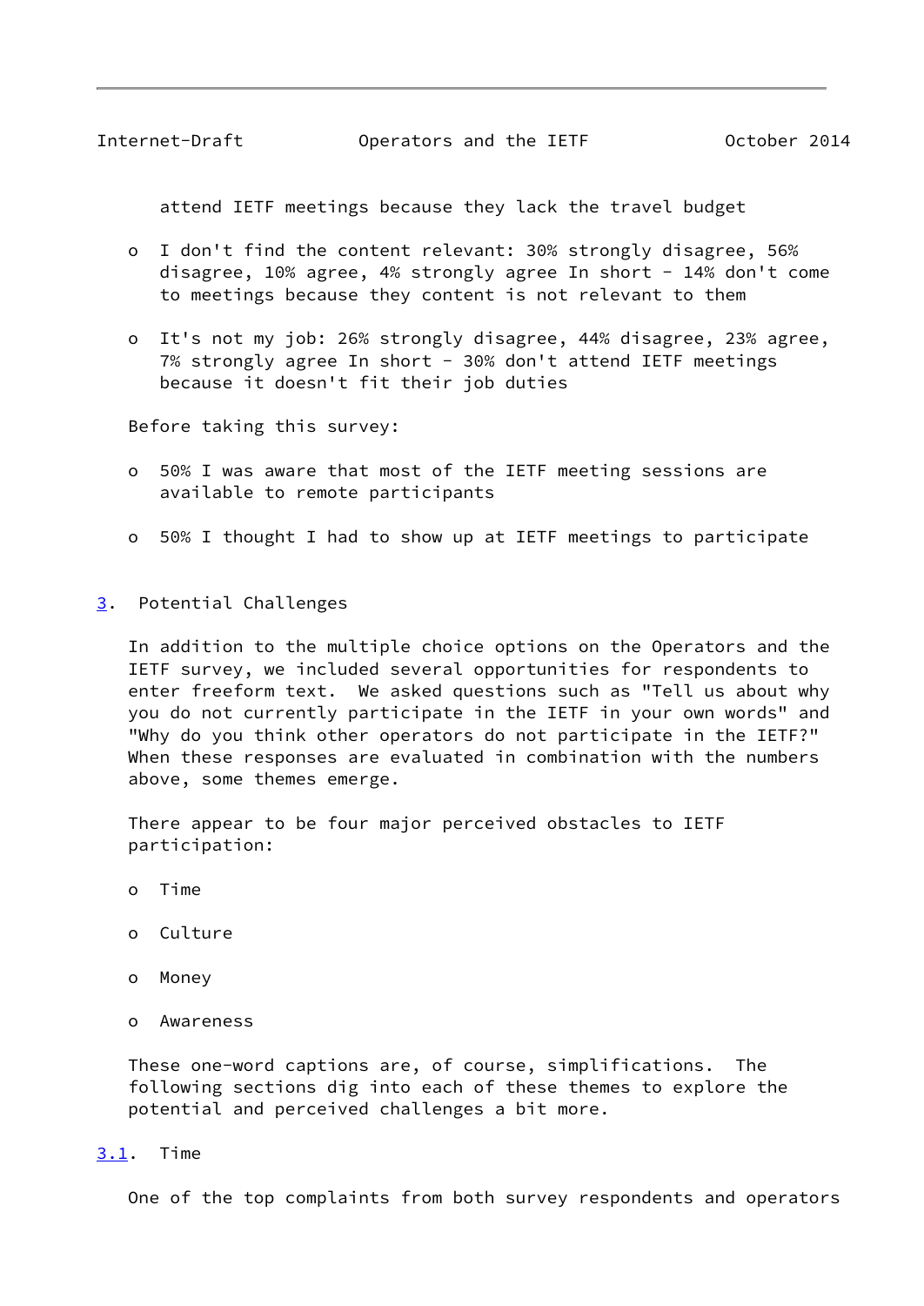attend IETF meetings because they lack the travel budget

- I don't find the content relevant: 30% strongly disagree, 56% disagree, 10% agree, 4% strongly agree In short - 14% don't come to meetings because they content is not relevant to them

- It's not my job: 26% strongly disagree, 44% disagree, 23% agree, 7% strongly agree In short - 30% don't attend IETF meetings because it doesn't fit their job duties

Before taking this survey:

- 50% I was aware that most of the IETF meeting sessions are available to remote participants

- 50% I thought I had to show up at IETF meetings to participate

## 3. Potential Challenges

In addition to the multiple choice options on the Operators and the IETF survey, we included several opportunities for respondents to enter freeform text. We asked questions such as "Tell us about why you do not currently participate in the IETF in your own words" and "Why do you think other operators do not participate in the IETF?" When these responses are evaluated in combination with the numbers above, some themes emerge.

There appear to be four major perceived obstacles to IETF participation:

- Time

- Culture

- Money

- Awareness

These one-word captions are, of course, simplifications. The following sections dig into each of these themes to explore the potential and perceived challenges a bit more.

### 3.1. Time

One of the top complaints from both survey respondents and operators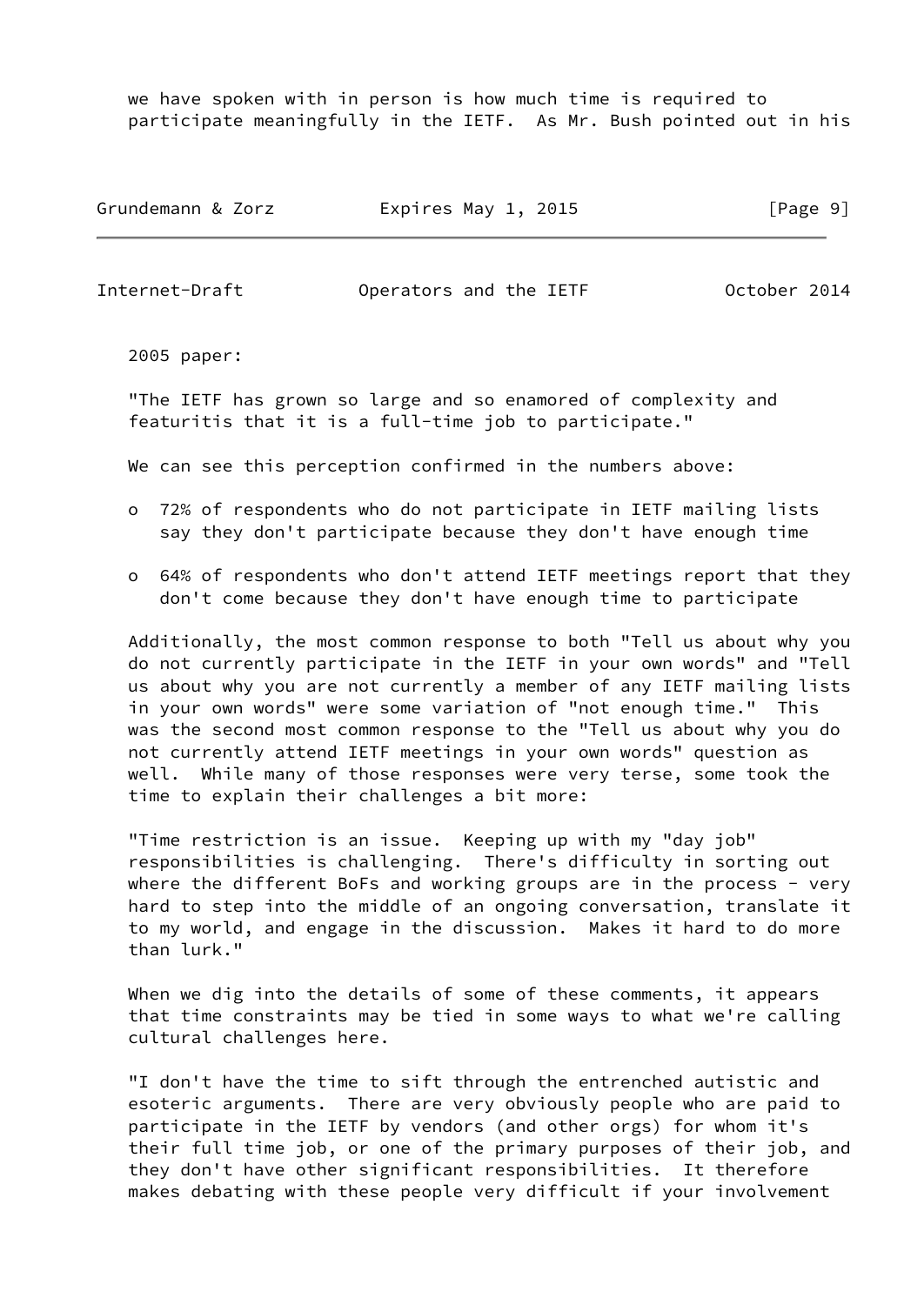we have spoken with in person is how much time is required to participate meaningfully in the IETF. As Mr. Bush pointed out in his 2005 paper:

"The IETF has grown so large and so enamored of complexity and featuritis that it is a full-time job to participate."

We can see this perception confirmed in the numbers above:

- 72% of respondents who do not participate in IETF mailing lists say they don't participate because they don't have enough time
- 64% of respondents who don't attend IETF meetings report that they don't come because they don't have enough time to participate

Additionally, the most common response to both "Tell us about why you do not currently participate in the IETF in your own words" and "Tell us about why you are not currently a member of any IETF mailing lists in your own words" were some variation of "not enough time." This was the second most common response to the "Tell us about why you do not currently attend IETF meetings in your own words" question as well. While many of those responses were very terse, some took the time to explain their challenges a bit more:

"Time restriction is an issue. Keeping up with my "day job" responsibilities is challenging. There's difficulty in sorting out where the different BoFs and working groups are in the process - very hard to step into the middle of an ongoing conversation, translate it to my world, and engage in the discussion. Makes it hard to do more than lurk."

When we dig into the details of some of these comments, it appears that time constraints may be tied in some ways to what we're calling cultural challenges here.

"I don't have the time to sift through the entrenched autistic and esoteric arguments. There are very obviously people who are paid to participate in the IETF by vendors (and other orgs) for whom it's their full time job, or one of the primary purposes of their job, and they don't have other significant responsibilities. It therefore makes debating with these people very difficult if your involvement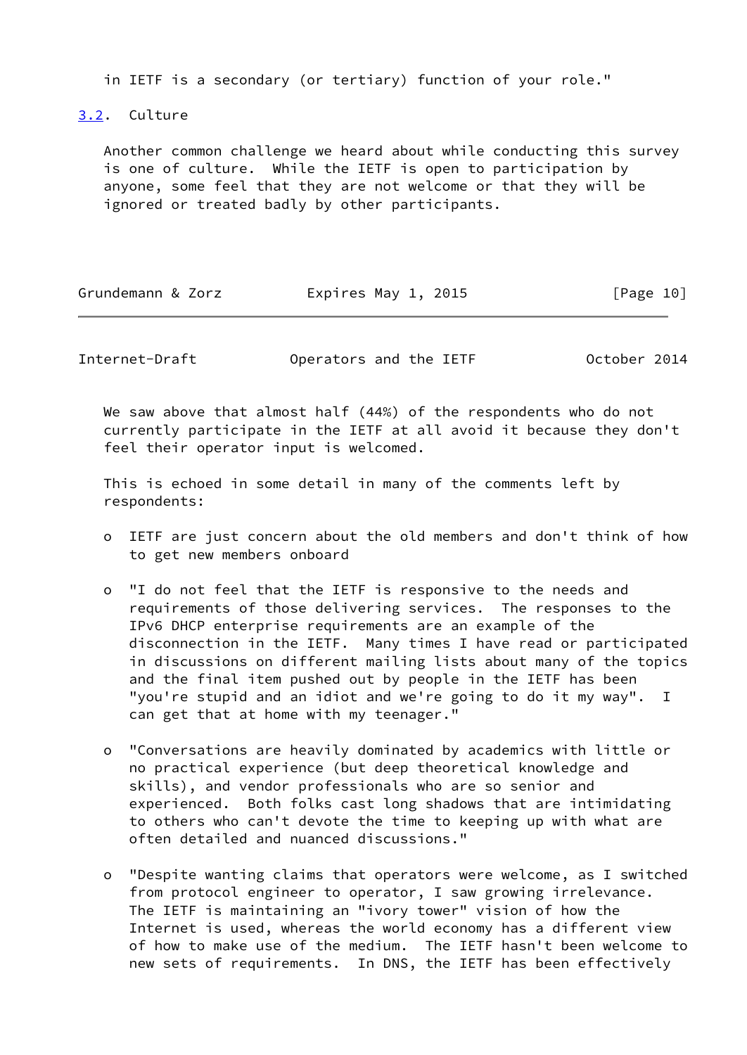in IETF is a secondary (or tertiary) function of your role."

### 3.2. Culture

Another common challenge we heard about while conducting this survey is one of culture. While the IETF is open to participation by anyone, some feel that they are not welcome or that they will be ignored or treated badly by other participants.

We saw above that almost half (44%) of the respondents who do not currently participate in the IETF at all avoid it because they don't feel their operator input is welcomed.

This is echoed in some detail in many of the comments left by respondents:

- IETF are just concern about the old members and don't think of how to get new members onboard

- "I do not feel that the IETF is responsive to the needs and requirements of those delivering services. The responses to the IPv6 DHCP enterprise requirements are an example of the disconnection in the IETF. Many times I have read or participated in discussions on different mailing lists about many of the topics and the final item pushed out by people in the IETF has been "you're stupid and an idiot and we're going to do it my way". I can get that at home with my teenager."

- "Conversations are heavily dominated by academics with little or no practical experience (but deep theoretical knowledge and skills), and vendor professionals who are so senior and experienced. Both folks cast long shadows that are intimidating to others who can't devote the time to keeping up with what are often detailed and nuanced discussions."

- "Despite wanting claims that operators were welcome, as I switched from protocol engineer to operator, I saw growing irrelevance. The IETF is maintaining an "ivory tower" vision of how the Internet is used, whereas the world economy has a different view of how to make use of the medium. The IETF hasn't been welcome to new sets of requirements. In DNS, the IETF has been effectively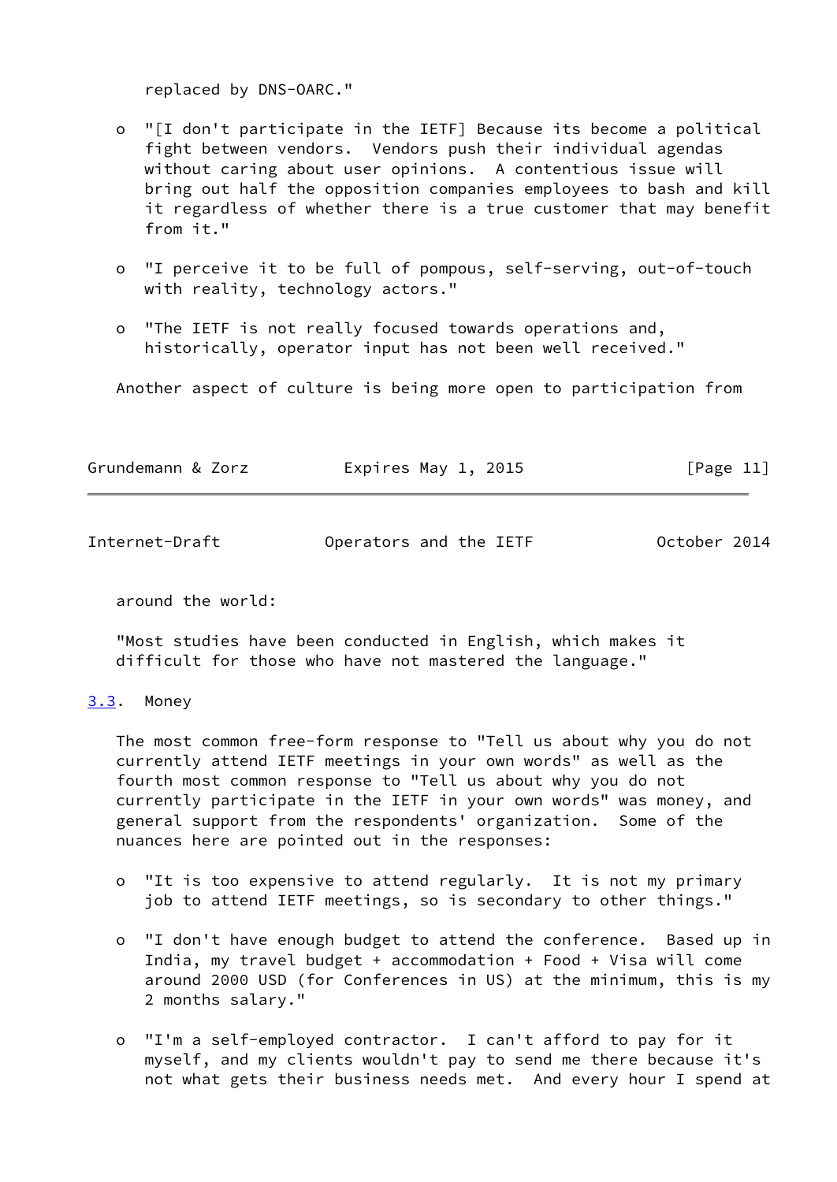replaced by DNS-OARC."

- "[I don't participate in the IETF] Because its become a political fight between vendors. Vendors push their individual agendas without caring about user opinions. A contentious issue will bring out half the opposition companies employees to bash and kill it regardless of whether there is a true customer that may benefit from it."

- "I perceive it to be full of pompous, self-serving, out-of-touch with reality, technology actors."

- "The IETF is not really focused towards operations and, historically, operator input has not been well received."

Another aspect of culture is being more open to participation from around the world:

"Most studies have been conducted in English, which makes it difficult for those who have not mastered the language."

### 3.3. Money

The most common free-form response to "Tell us about why you do not currently attend IETF meetings in your own words" as well as the fourth most common response to "Tell us about why you do not currently participate in the IETF in your own words" was money, and general support from the respondents' organization. Some of the nuances here are pointed out in the responses:

- "It is too expensive to attend regularly. It is not my primary job to attend IETF meetings, so is secondary to other things."

- "I don't have enough budget to attend the conference. Based up in India, my travel budget + accommodation + Food + Visa will come around 2000 USD (for Conferences in US) at the minimum, this is my 2 months salary."

- "I'm a self-employed contractor. I can't afford to pay for it myself, and my clients wouldn't pay to send me there because it's not what gets their business needs met. And every hour I spend at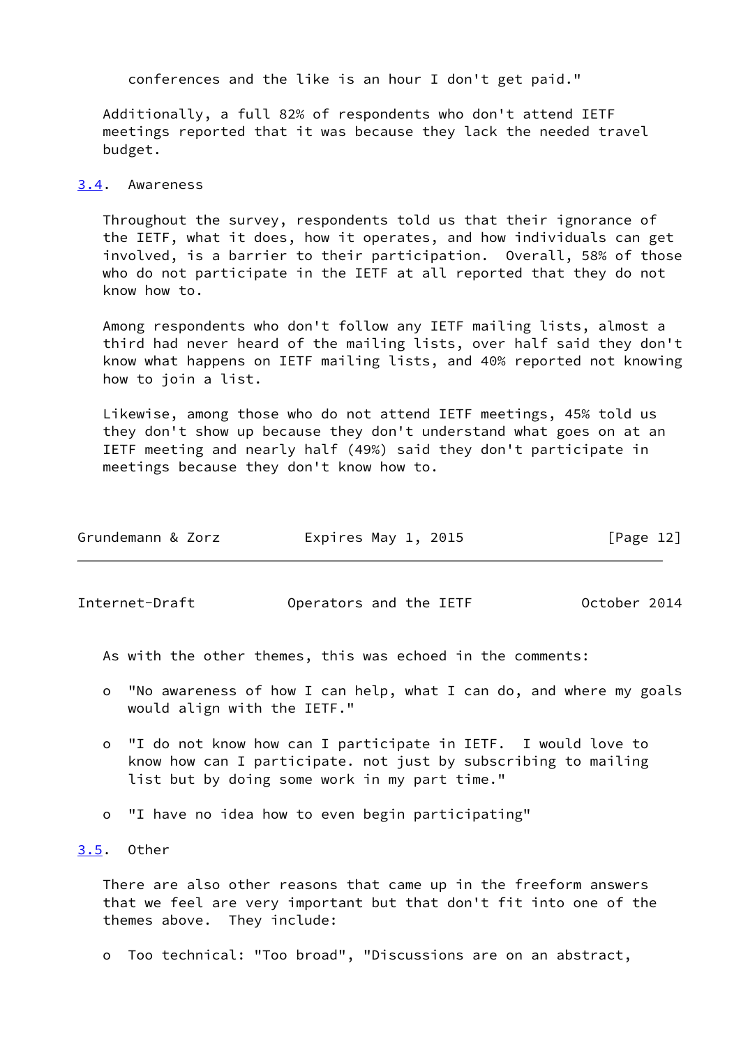conferences and the like is an hour I don't get paid."

Additionally, a full 82% of respondents who don't attend IETF meetings reported that it was because they lack the needed travel budget.

### 3.4. Awareness

Throughout the survey, respondents told us that their ignorance of the IETF, what it does, how it operates, and how individuals can get involved, is a barrier to their participation. Overall, 58% of those who do not participate in the IETF at all reported that they do not know how to.

Among respondents who don't follow any IETF mailing lists, almost a third had never heard of the mailing lists, over half said they don't know what happens on IETF mailing lists, and 40% reported not knowing how to join a list.

Likewise, among those who do not attend IETF meetings, 45% told us they don't show up because they don't understand what goes on at an IETF meeting and nearly half (49%) said they don't participate in meetings because they don't know how to.

As with the other themes, this was echoed in the comments:

- "No awareness of how I can help, what I can do, and where my goals would align with the IETF."
- "I do not know how can I participate in IETF. I would love to know how can I participate. not just by subscribing to mailing list but by doing some work in my part time."
- "I have no idea how to even begin participating"

### 3.5. Other

There are also other reasons that came up in the freeform answers that we feel are very important but that don't fit into one of the themes above. They include:

- Too technical: "Too broad", "Discussions are on an abstract,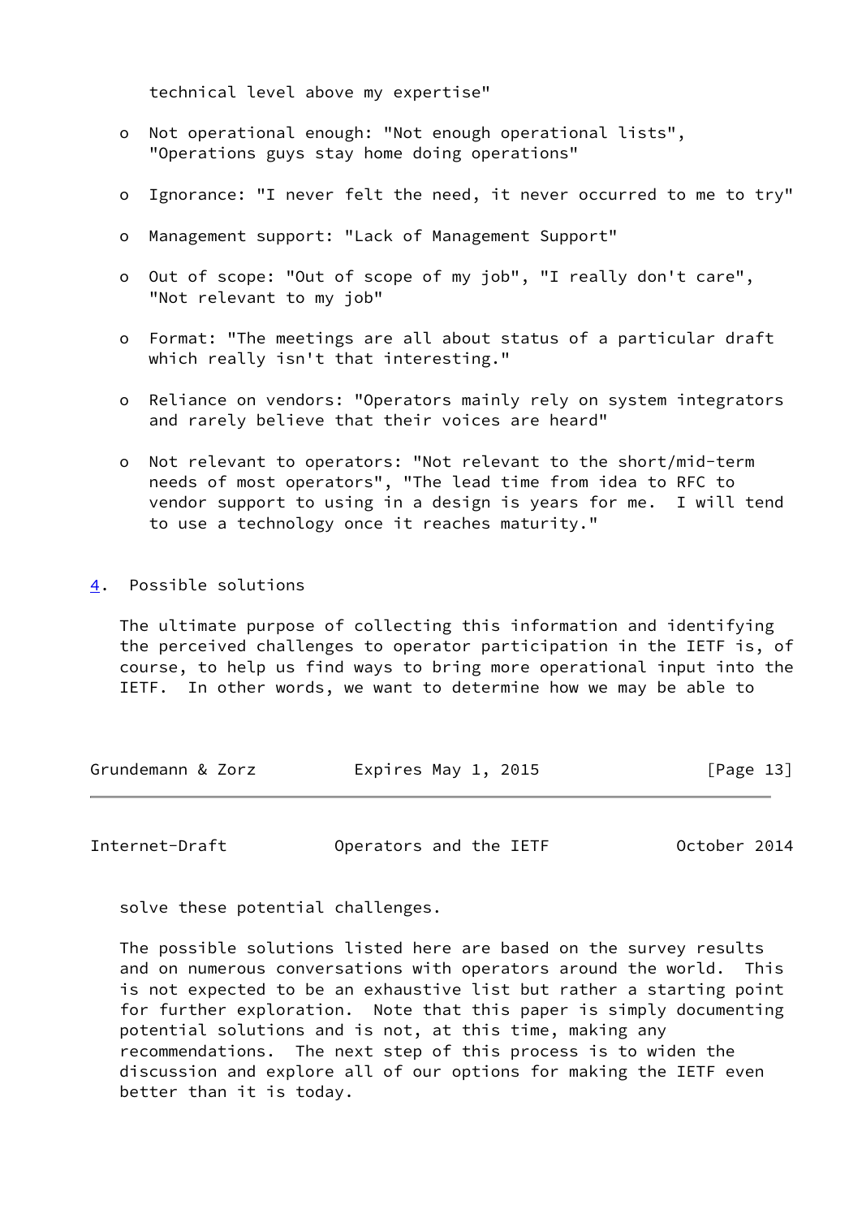technical level above my expertise"

- Not operational enough: "Not enough operational lists", "Operations guys stay home doing operations"

- Ignorance: "I never felt the need, it never occurred to me to try"

- Management support: "Lack of Management Support"

- Out of scope: "Out of scope of my job", "I really don't care", "Not relevant to my job"

- Format: "The meetings are all about status of a particular draft which really isn't that interesting."

- Reliance on vendors: "Operators mainly rely on system integrators and rarely believe that their voices are heard"

- Not relevant to operators: "Not relevant to the short/mid-term needs of most operators", "The lead time from idea to RFC to vendor support to using in a design is years for me. I will tend to use a technology once it reaches maturity."

## 4. Possible solutions

The ultimate purpose of collecting this information and identifying the perceived challenges to operator participation in the IETF is, of course, to help us find ways to bring more operational input into the IETF. In other words, we want to determine how we may be able to solve these potential challenges.

The possible solutions listed here are based on the survey results and on numerous conversations with operators around the world. This is not expected to be an exhaustive list but rather a starting point for further exploration. Note that this paper is simply documenting potential solutions and is not, at this time, making any recommendations. The next step of this process is to widen the discussion and explore all of our options for making the IETF even better than it is today.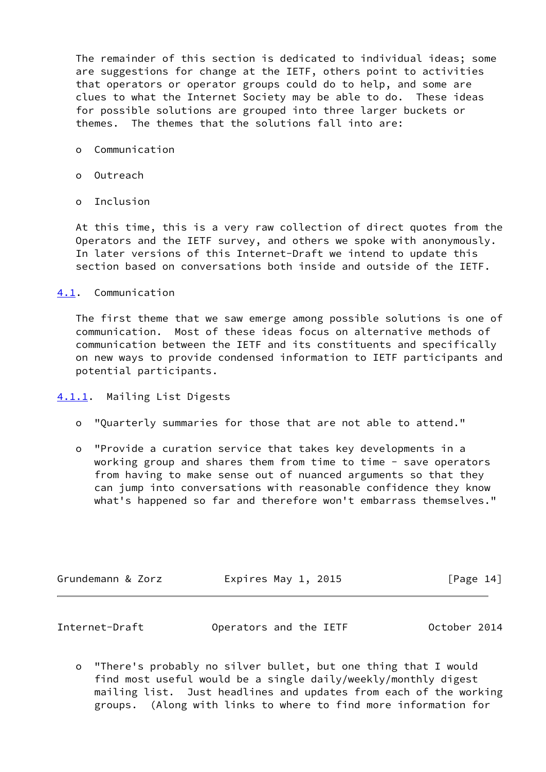The remainder of this section is dedicated to individual ideas; some are suggestions for change at the IETF, others point to activities that operators or operator groups could do to help, and some are clues to what the Internet Society may be able to do. These ideas for possible solutions are grouped into three larger buckets or themes. The themes that the solutions fall into are:

- Communication
- Outreach
- Inclusion

At this time, this is a very raw collection of direct quotes from the Operators and the IETF survey, and others we spoke with anonymously. In later versions of this Internet-Draft we intend to update this section based on conversations both inside and outside of the IETF.

### 4.1. Communication

The first theme that we saw emerge among possible solutions is one of communication. Most of these ideas focus on alternative methods of communication between the IETF and its constituents and specifically on new ways to provide condensed information to IETF participants and potential participants.

#### 4.1.1. Mailing List Digests

- "Quarterly summaries for those that are not able to attend."
- "Provide a curation service that takes key developments in a working group and shares them from time to time - save operators from having to make sense out of nuanced arguments so that they can jump into conversations with reasonable confidence they know what's happened so far and therefore won't embarrass themselves."
- "There's probably no silver bullet, but one thing that I would find most useful would be a single daily/weekly/monthly digest mailing list. Just headlines and updates from each of the working groups. (Along with links to where to find more information for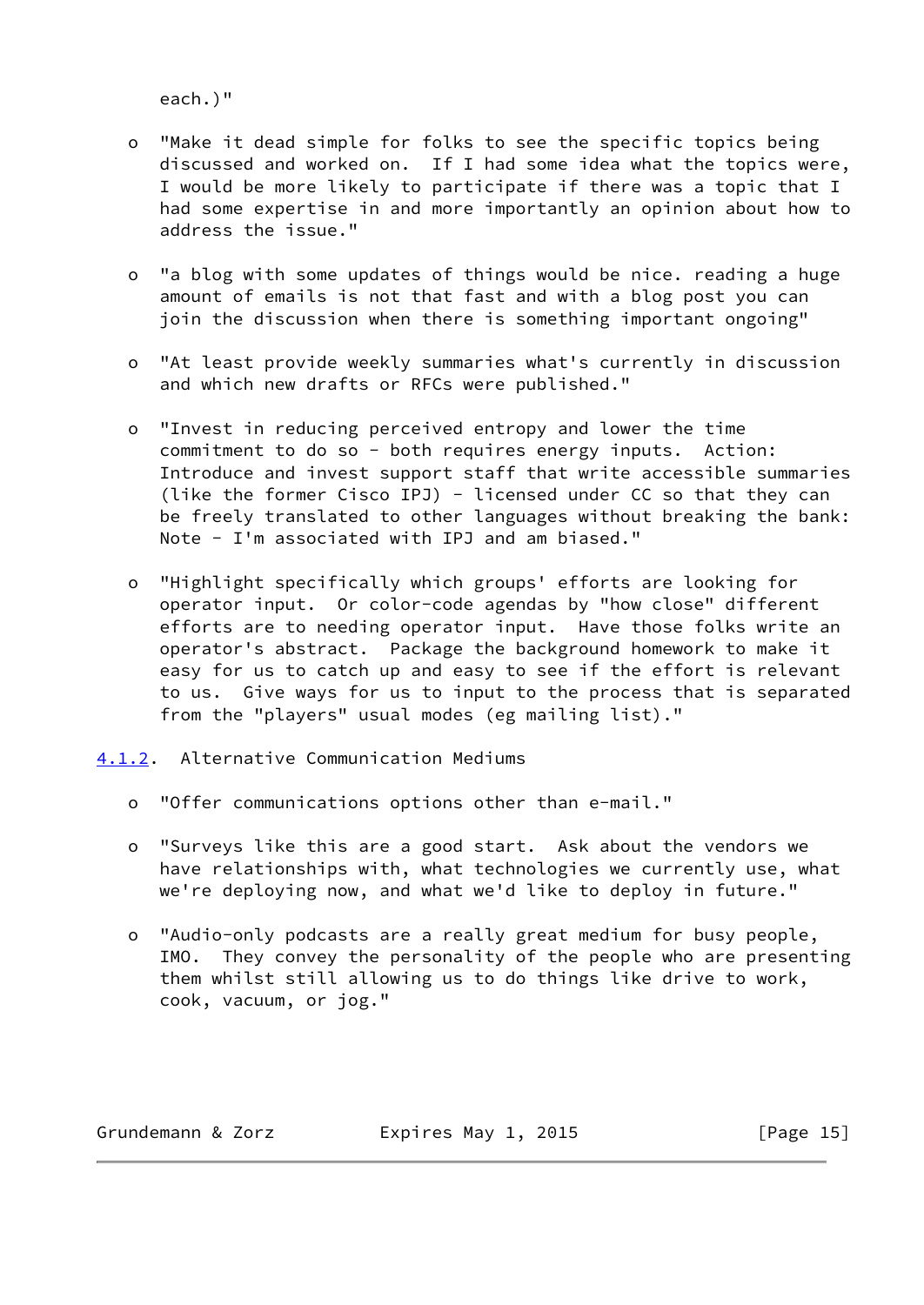each.)"

- "Make it dead simple for folks to see the specific topics being discussed and worked on. If I had some idea what the topics were, I would be more likely to participate if there was a topic that I had some expertise in and more importantly an opinion about how to address the issue."

- "a blog with some updates of things would be nice. reading a huge amount of emails is not that fast and with a blog post you can join the discussion when there is something important ongoing"

- "At least provide weekly summaries what's currently in discussion and which new drafts or RFCs were published."

- "Invest in reducing perceived entropy and lower the time commitment to do so - both requires energy inputs. Action: Introduce and invest support staff that write accessible summaries (like the former Cisco IPJ) - licensed under CC so that they can be freely translated to other languages without breaking the bank: Note - I'm associated with IPJ and am biased."

- "Highlight specifically which groups' efforts are looking for operator input. Or color-code agendas by "how close" different efforts are to needing operator input. Have those folks write an operator's abstract. Package the background homework to make it easy for us to catch up and easy to see if the effort is relevant to us. Give ways for us to input to the process that is separated from the "players" usual modes (eg mailing list)."

### 4.1.2. Alternative Communication Mediums

- "Offer communications options other than e-mail."

- "Surveys like this are a good start. Ask about the vendors we have relationships with, what technologies we currently use, what we're deploying now, and what we'd like to deploy in future."

- "Audio-only podcasts are a really great medium for busy people, IMO. They convey the personality of the people who are presenting them whilst still allowing us to do things like drive to work, cook, vacuum, or jog."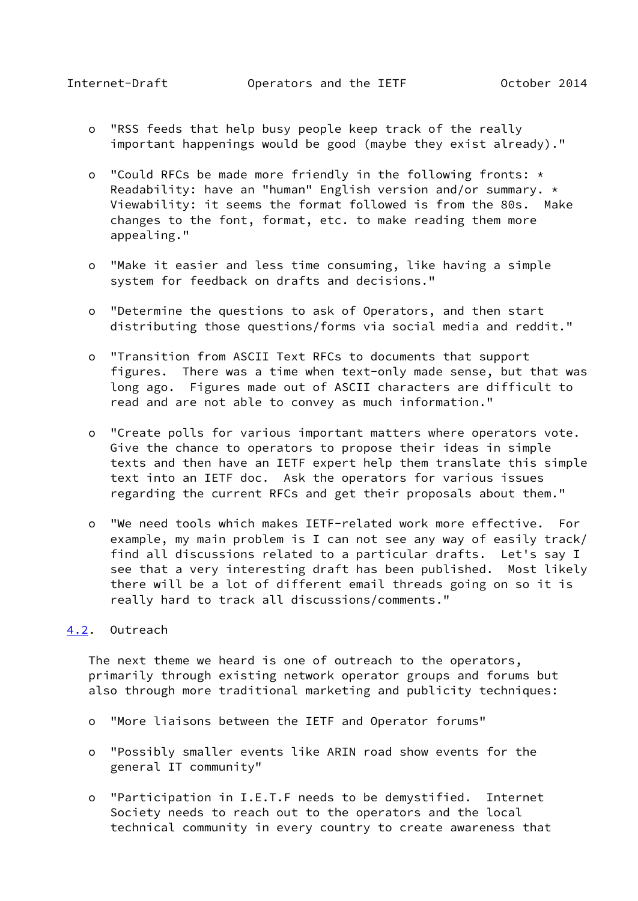- "RSS feeds that help busy people keep track of the really important happenings would be good (maybe they exist already)."

- "Could RFCs be made more friendly in the following fronts: * Readability: have an "human" English version and/or summary. * Viewability: it seems the format followed is from the 80s. Make changes to the font, format, etc. to make reading them more appealing."

- "Make it easier and less time consuming, like having a simple system for feedback on drafts and decisions."

- "Determine the questions to ask of Operators, and then start distributing those questions/forms via social media and reddit."

- "Transition from ASCII Text RFCs to documents that support figures. There was a time when text-only made sense, but that was long ago. Figures made out of ASCII characters are difficult to read and are not able to convey as much information."

- "Create polls for various important matters where operators vote. Give the chance to operators to propose their ideas in simple texts and then have an IETF expert help them translate this simple text into an IETF doc. Ask the operators for various issues regarding the current RFCs and get their proposals about them."

- "We need tools which makes IETF-related work more effective. For example, my main problem is I can not see any way of easily track/ find all discussions related to a particular drafts. Let's say I see that a very interesting draft has been published. Most likely there will be a lot of different email threads going on so it is really hard to track all discussions/comments."

## 4.2. Outreach

The next theme we heard is one of outreach to the operators, primarily through existing network operator groups and forums but also through more traditional marketing and publicity techniques:

- "More liaisons between the IETF and Operator forums"

- "Possibly smaller events like ARIN road show events for the general IT community"

- "Participation in I.E.T.F needs to be demystified. Internet Society needs to reach out to the operators and the local technical community in every country to create awareness that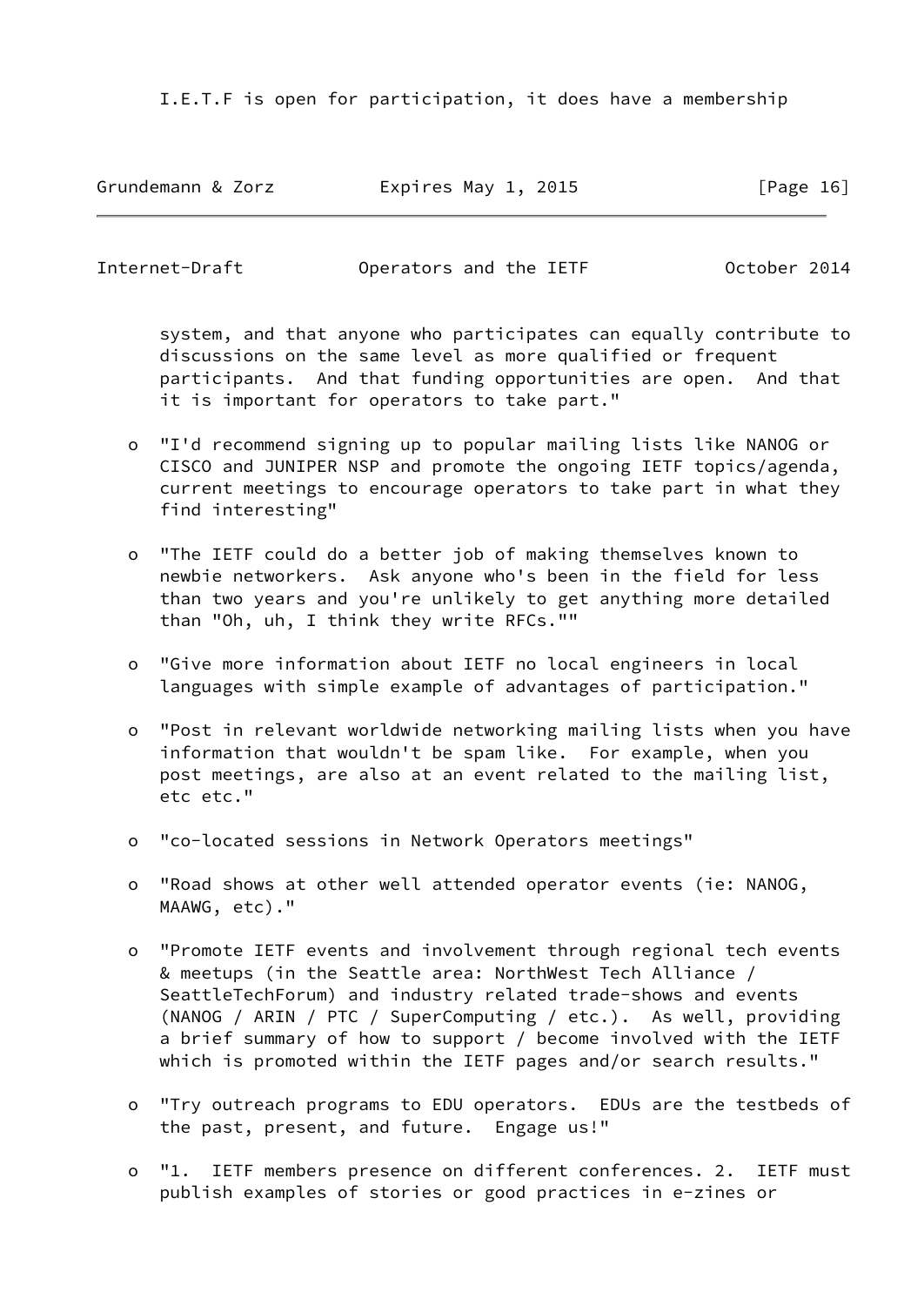I.E.T.F is open for participation, it does have a membership system, and that anyone who participates can equally contribute to discussions on the same level as more qualified or frequent participants. And that funding opportunities are open. And that it is important for operators to take part."

- "I'd recommend signing up to popular mailing lists like NANOG or CISCO and JUNIPER NSP and promote the ongoing IETF topics/agenda, current meetings to encourage operators to take part in what they find interesting"

- "The IETF could do a better job of making themselves known to newbie networkers. Ask anyone who's been in the field for less than two years and you're unlikely to get anything more detailed than "Oh, uh, I think they write RFCs.""

- "Give more information about IETF no local engineers in local languages with simple example of advantages of participation."

- "Post in relevant worldwide networking mailing lists when you have information that wouldn't be spam like. For example, when you post meetings, are also at an event related to the mailing list, etc etc."

- "co-located sessions in Network Operators meetings"

- "Road shows at other well attended operator events (ie: NANOG, MAAWG, etc)."

- "Promote IETF events and involvement through regional tech events & meetups (in the Seattle area: NorthWest Tech Alliance / SeattleTechForum) and industry related trade-shows and events (NANOG / ARIN / PTC / SuperComputing / etc.). As well, providing a brief summary of how to support / become involved with the IETF which is promoted within the IETF pages and/or search results."

- "Try outreach programs to EDU operators. EDUs are the testbeds of the past, present, and future. Engage us!"

- "1. IETF members presence on different conferences. 2. IETF must publish examples of stories or good practices in e-zines or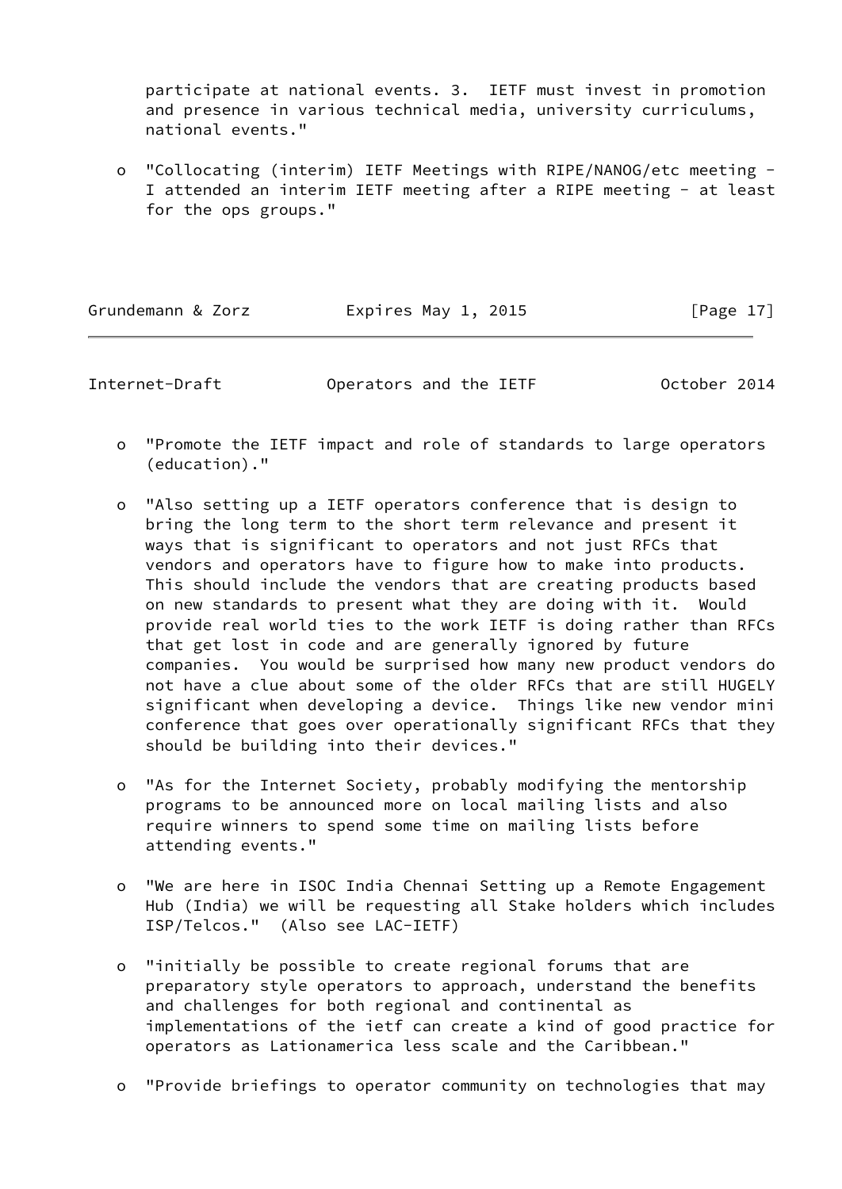participate at national events. 3. IETF must invest in promotion and presence in various technical media, university curriculums, national events."

- "Collocating (interim) IETF Meetings with RIPE/NANOG/etc meeting - I attended an interim IETF meeting after a RIPE meeting - at least for the ops groups."

- "Promote the IETF impact and role of standards to large operators (education)."

- "Also setting up a IETF operators conference that is design to bring the long term to the short term relevance and present it ways that is significant to operators and not just RFCs that vendors and operators have to figure how to make into products. This should include the vendors that are creating products based on new standards to present what they are doing with it. Would provide real world ties to the work IETF is doing rather than RFCs that get lost in code and are generally ignored by future companies. You would be surprised how many new product vendors do not have a clue about some of the older RFCs that are still HUGELY significant when developing a device. Things like new vendor mini conference that goes over operationally significant RFCs that they should be building into their devices."

- "As for the Internet Society, probably modifying the mentorship programs to be announced more on local mailing lists and also require winners to spend some time on mailing lists before attending events."

- "We are here in ISOC India Chennai Setting up a Remote Engagement Hub (India) we will be requesting all Stake holders which includes ISP/Telcos." (Also see LAC-IETF)

- "initially be possible to create regional forums that are preparatory style operators to approach, understand the benefits and challenges for both regional and continental as implementations of the ietf can create a kind of good practice for operators as Lationamerica less scale and the Caribbean."

- "Provide briefings to operator community on technologies that may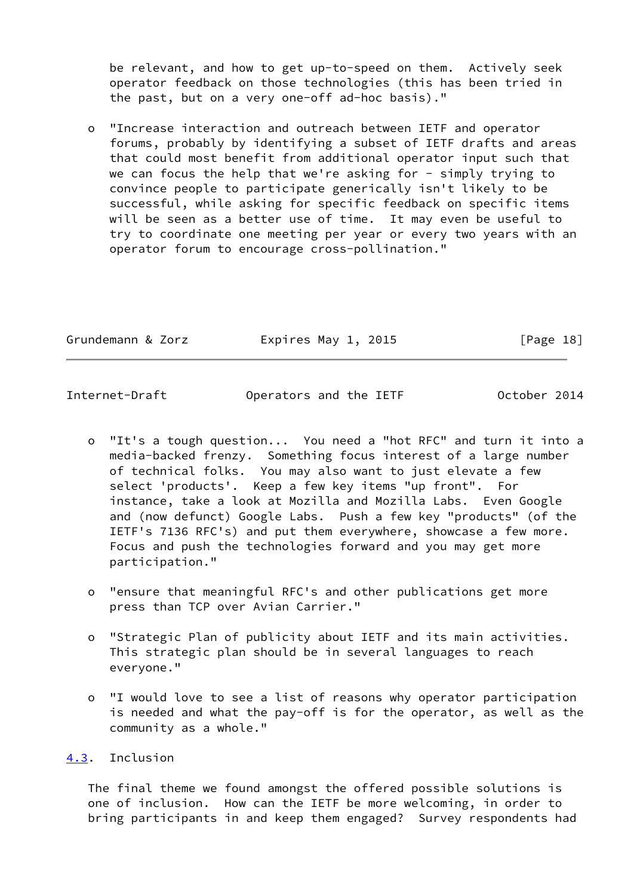be relevant, and how to get up-to-speed on them. Actively seek operator feedback on those technologies (this has been tried in the past, but on a very one-off ad-hoc basis)."

- "Increase interaction and outreach between IETF and operator forums, probably by identifying a subset of IETF drafts and areas that could most benefit from additional operator input such that we can focus the help that we're asking for - simply trying to convince people to participate generically isn't likely to be successful, while asking for specific feedback on specific items will be seen as a better use of time. It may even be useful to try to coordinate one meeting per year or every two years with an operator forum to encourage cross-pollination."

- "It's a tough question... You need a "hot RFC" and turn it into a media-backed frenzy. Something focus interest of a large number of technical folks. You may also want to just elevate a few select 'products'. Keep a few key items "up front". For instance, take a look at Mozilla and Mozilla Labs. Even Google and (now defunct) Google Labs. Push a few key "products" (of the IETF's 7136 RFC's) and put them everywhere, showcase a few more. Focus and push the technologies forward and you may get more participation."

- "ensure that meaningful RFC's and other publications get more press than TCP over Avian Carrier."

- "Strategic Plan of publicity about IETF and its main activities. This strategic plan should be in several languages to reach everyone."

- "I would love to see a list of reasons why operator participation is needed and what the pay-off is for the operator, as well as the community as a whole."

### 4.3. Inclusion

The final theme we found amongst the offered possible solutions is one of inclusion. How can the IETF be more welcoming, in order to bring participants in and keep them engaged? Survey respondents had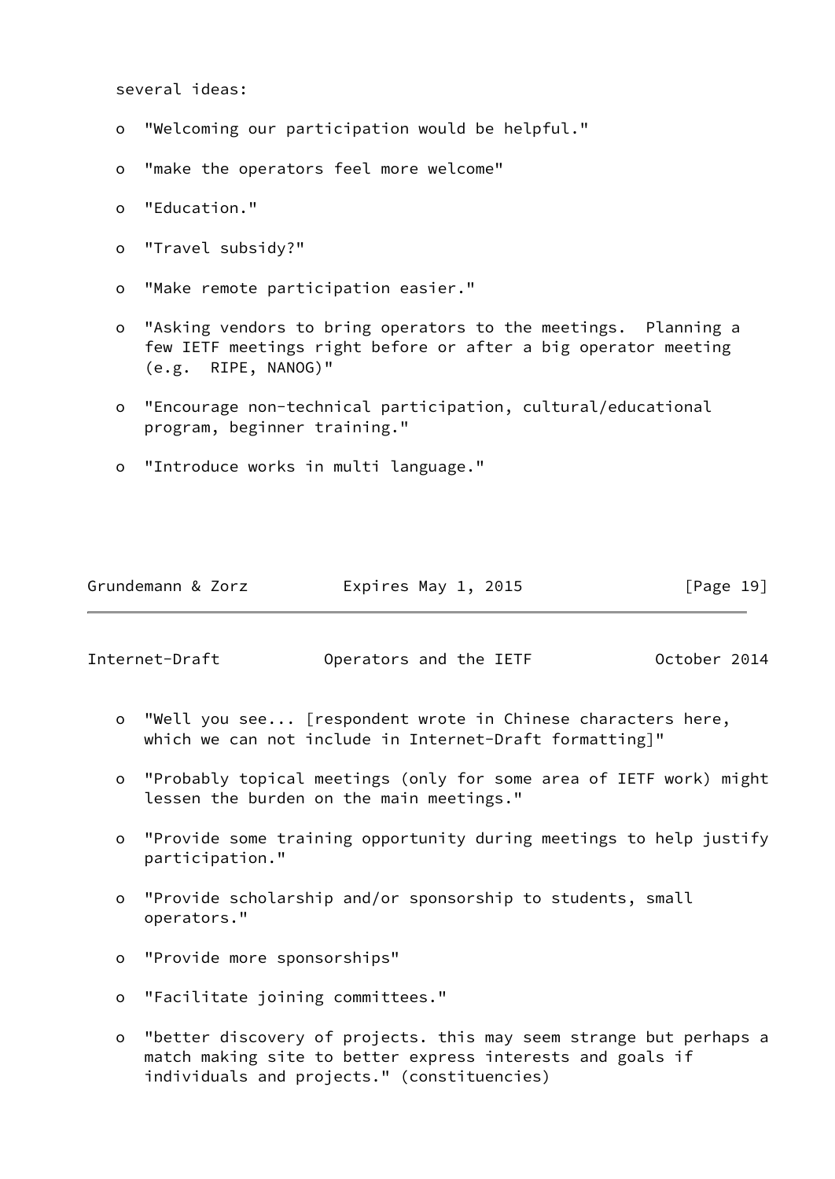several ideas:

- "Welcoming our participation would be helpful."
- "make the operators feel more welcome"
- "Education."
- "Travel subsidy?"
- "Make remote participation easier."
- "Asking vendors to bring operators to the meetings. Planning a few IETF meetings right before or after a big operator meeting (e.g. RIPE, NANOG)"
- "Encourage non-technical participation, cultural/educational program, beginner training."
- "Introduce works in multi language."
- "Well you see... [respondent wrote in Chinese characters here, which we can not include in Internet-Draft formatting]"
- "Probably topical meetings (only for some area of IETF work) might lessen the burden on the main meetings."
- "Provide some training opportunity during meetings to help justify participation."
- "Provide scholarship and/or sponsorship to students, small operators."
- "Provide more sponsorships"
- "Facilitate joining committees."
- "better discovery of projects. this may seem strange but perhaps a match making site to better express interests and goals if individuals and projects." (constituencies)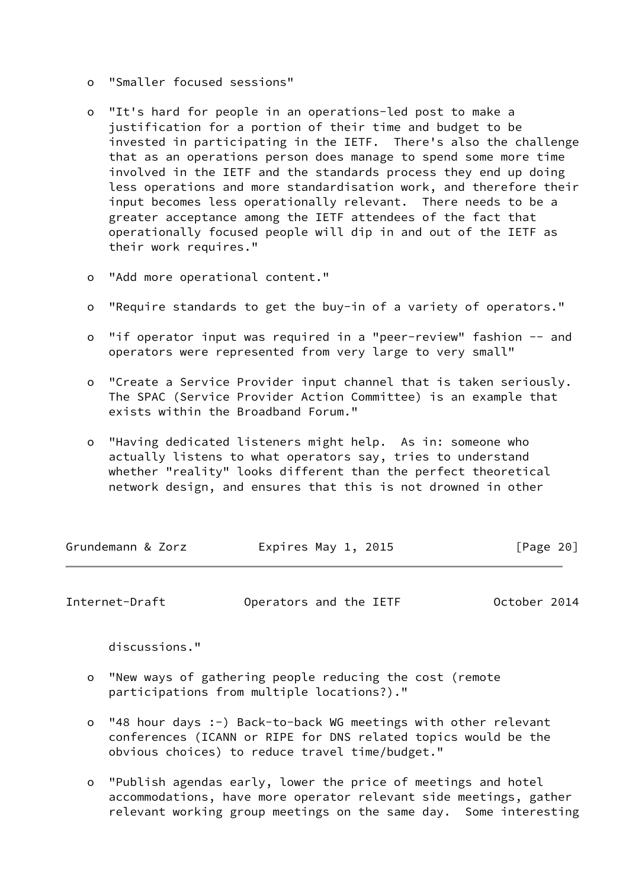- "Smaller focused sessions"

- "It's hard for people in an operations-led post to make a justification for a portion of their time and budget to be invested in participating in the IETF. There's also the challenge that as an operations person does manage to spend some more time involved in the IETF and the standards process they end up doing less operations and more standardisation work, and therefore their input becomes less operationally relevant. There needs to be a greater acceptance among the IETF attendees of the fact that operationally focused people will dip in and out of the IETF as their work requires."

- "Add more operational content."

- "Require standards to get the buy-in of a variety of operators."

- "if operator input was required in a "peer-review" fashion -- and operators were represented from very large to very small"

- "Create a Service Provider input channel that is taken seriously. The SPAC (Service Provider Action Committee) is an example that exists within the Broadband Forum."

- "Having dedicated listeners might help. As in: someone who actually listens to what operators say, tries to understand whether "reality" looks different than the perfect theoretical network design, and ensures that this is not drowned in other discussions."

- "New ways of gathering people reducing the cost (remote participations from multiple locations?)."

- "48 hour days :-) Back-to-back WG meetings with other relevant conferences (ICANN or RIPE for DNS related topics would be the obvious choices) to reduce travel time/budget."

- "Publish agendas early, lower the price of meetings and hotel accommodations, have more operator relevant side meetings, gather relevant working group meetings on the same day. Some interesting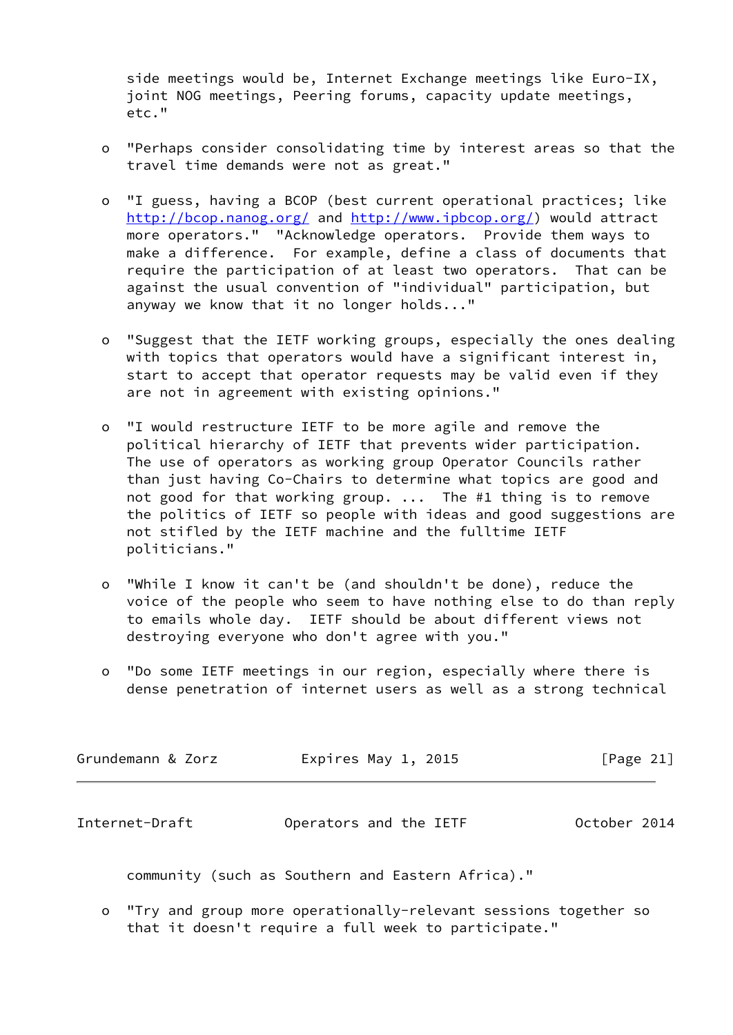side meetings would be, Internet Exchange meetings like Euro-IX, joint NOG meetings, Peering forums, capacity update meetings, etc."

- "Perhaps consider consolidating time by interest areas so that the travel time demands were not as great."

- "I guess, having a BCOP (best current operational practices; like http://bcop.nanog.org/ and http://www.ipbcop.org/) would attract more operators." "Acknowledge operators. Provide them ways to make a difference. For example, define a class of documents that require the participation of at least two operators. That can be against the usual convention of "individual" participation, but anyway we know that it no longer holds..."

- "Suggest that the IETF working groups, especially the ones dealing with topics that operators would have a significant interest in, start to accept that operator requests may be valid even if they are not in agreement with existing opinions."

- "I would restructure IETF to be more agile and remove the political hierarchy of IETF that prevents wider participation. The use of operators as working group Operator Councils rather than just having Co-Chairs to determine what topics are good and not good for that working group. ... The #1 thing is to remove the politics of IETF so people with ideas and good suggestions are not stifled by the IETF machine and the fulltime IETF politicians."

- "While I know it can't be (and shouldn't be done), reduce the voice of the people who seem to have nothing else to do than reply to emails whole day. IETF should be about different views not destroying everyone who don't agree with you."

- "Do some IETF meetings in our region, especially where there is dense penetration of internet users as well as a strong technical community (such as Southern and Eastern Africa)."

- "Try and group more operationally-relevant sessions together so that it doesn't require a full week to participate."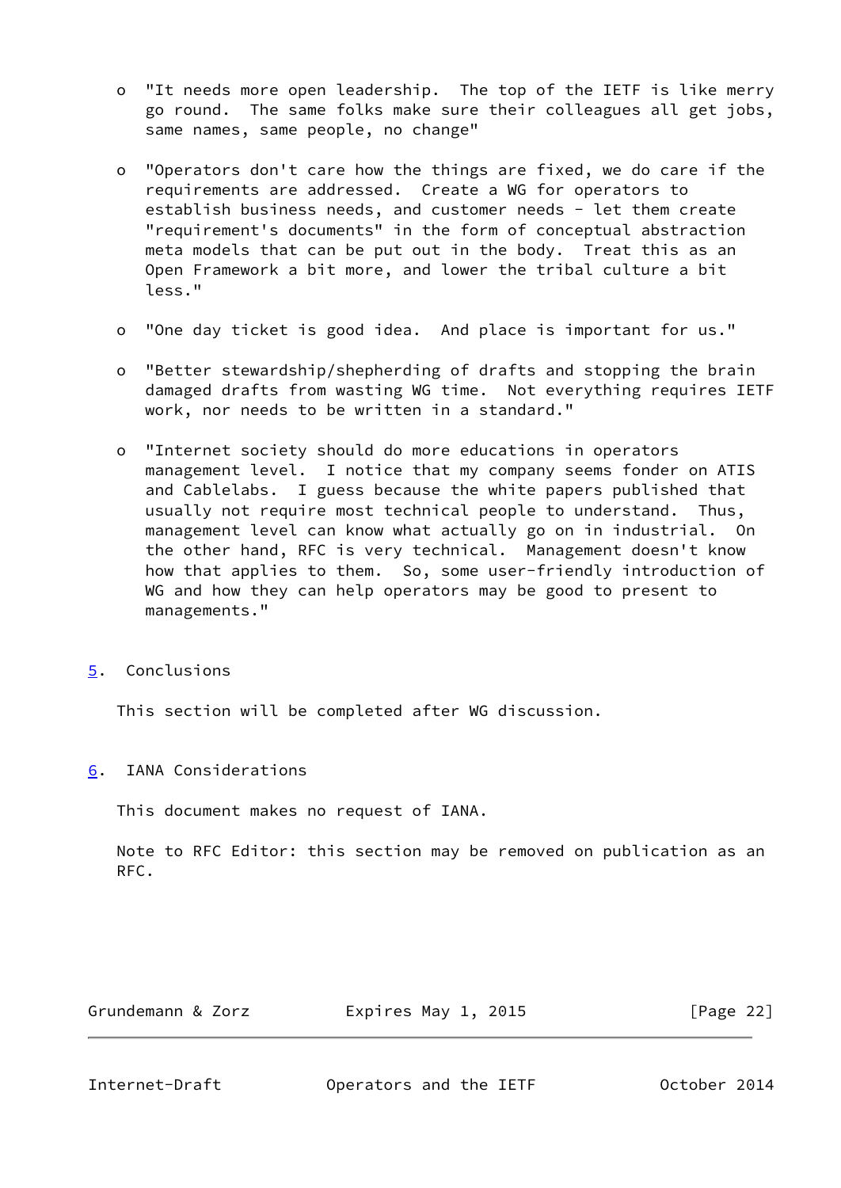- "It needs more open leadership. The top of the IETF is like merry go round. The same folks make sure their colleagues all get jobs, same names, same people, no change"

- "Operators don't care how the things are fixed, we do care if the requirements are addressed. Create a WG for operators to establish business needs, and customer needs - let them create "requirement's documents" in the form of conceptual abstraction meta models that can be put out in the body. Treat this as an Open Framework a bit more, and lower the tribal culture a bit less."

- "One day ticket is good idea. And place is important for us."

- "Better stewardship/shepherding of drafts and stopping the brain damaged drafts from wasting WG time. Not everything requires IETF work, nor needs to be written in a standard."

- "Internet society should do more educations in operators management level. I notice that my company seems fonder on ATIS and Cablelabs. I guess because the white papers published that usually not require most technical people to understand. Thus, management level can know what actually go on in industrial. On the other hand, RFC is very technical. Management doesn't know how that applies to them. So, some user-friendly introduction of WG and how they can help operators may be good to present to managements."

## 5. Conclusions

This section will be completed after WG discussion.

## 6. IANA Considerations

This document makes no request of IANA.

Note to RFC Editor: this section may be removed on publication as an RFC.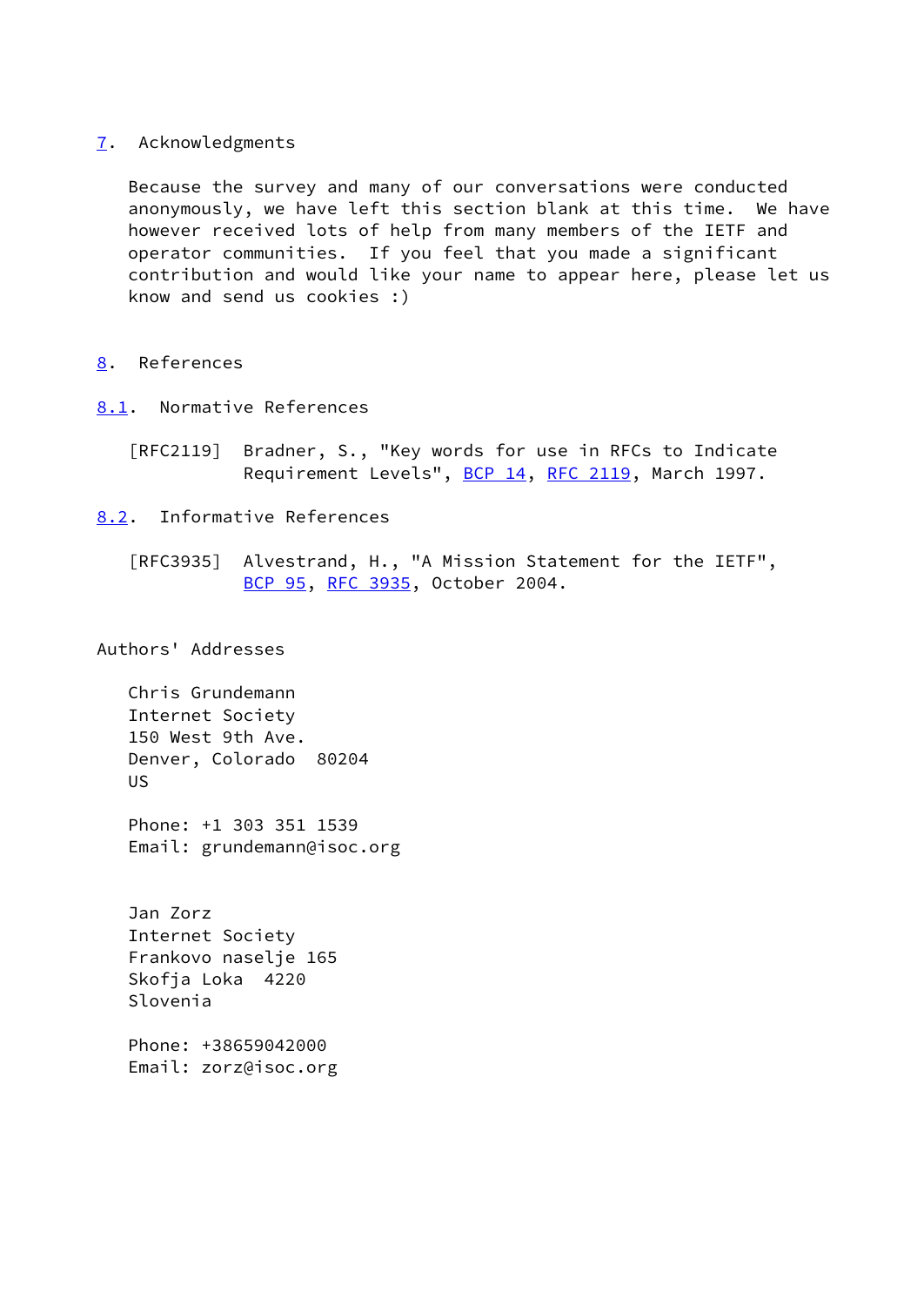## 7. Acknowledgments

Because the survey and many of our conversations were conducted anonymously, we have left this section blank at this time. We have however received lots of help from many members of the IETF and operator communities. If you feel that you made a significant contribution and would like your name to appear here, please let us know and send us cookies :)

## 8. References

### 8.1. Normative References

[RFC2119] Bradner, S., "Key words for use in RFCs to Indicate Requirement Levels", BCP 14, RFC 2119, March 1997.

### 8.2. Informative References

[RFC3935] Alvestrand, H., "A Mission Statement for the IETF", BCP 95, RFC 3935, October 2004.

## Authors' Addresses

Chris Grundemann
Internet Society
150 West 9th Ave.
Denver, Colorado 80204
US

Phone: +1 303 351 1539
Email: grundemann@isoc.org

Jan Zorz
Internet Society
Frankovo naselje 165
Skofja Loka 4220
Slovenia

Phone: +38659042000
Email: zorz@isoc.org